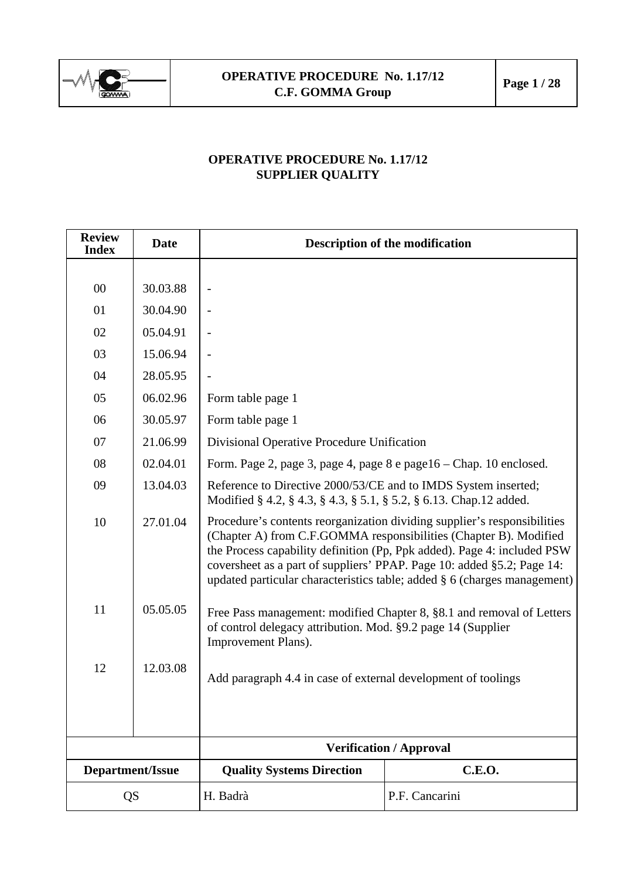# OPERATIVE PROCEDURE No. 1.17/12
## SUPPLIER QUALITY

| Review Index | Date | Description of the modification | |
|---|---|---|---|
| 00 | 30.03.88 | - | |
| 01 | 30.04.90 | - | |
| 02 | 05.04.91 | - | |
| 03 | 15.06.94 | - | |
| 04 | 28.05.95 | - | |
| 05 | 06.02.96 | Form table page 1 | |
| 06 | 30.05.97 | Form table page 1 | |
| 07 | 21.06.99 | Divisional Operative Procedure Unification | |
| 08 | 02.04.01 | Form. Page 2, page 3, page 4, page 8 e page16 – Chap. 10 enclosed. | |
| 09 | 13.04.03 | Reference to Directive 2000/53/CE and to IMDS System inserted; Modified § 4.2, § 4.3, § 4.3, § 5.1, § 5.2, § 6.13. Chap.12 added. | |
| 10 | 27.01.04 | Procedure's contents reorganization dividing supplier's responsibilities (Chapter A) from C.F.GOMMA responsibilities (Chapter B). Modified the Process capability definition (Pp, Ppk added). Page 4: included PSW coversheet as a part of suppliers' PPAP. Page 10: added §5.2; Page 14: updated particular characteristics table; added § 6 (charges management) | |
| 11 | 05.05.05 | Free Pass management: modified Chapter 8, §8.1 and removal of Letters of control delegacy attribution. Mod. §9.2 page 14 (Supplier Improvement Plans). | |
| 12 | 12.03.08 | Add paragraph 4.4 in case of external development of toolings | |
| | | **Verification / Approval** | |
| **Department/Issue** | | **Quality Systems Direction** | **C.E.O.** |
| QS | | H. Badrà | P.F. Cancarini |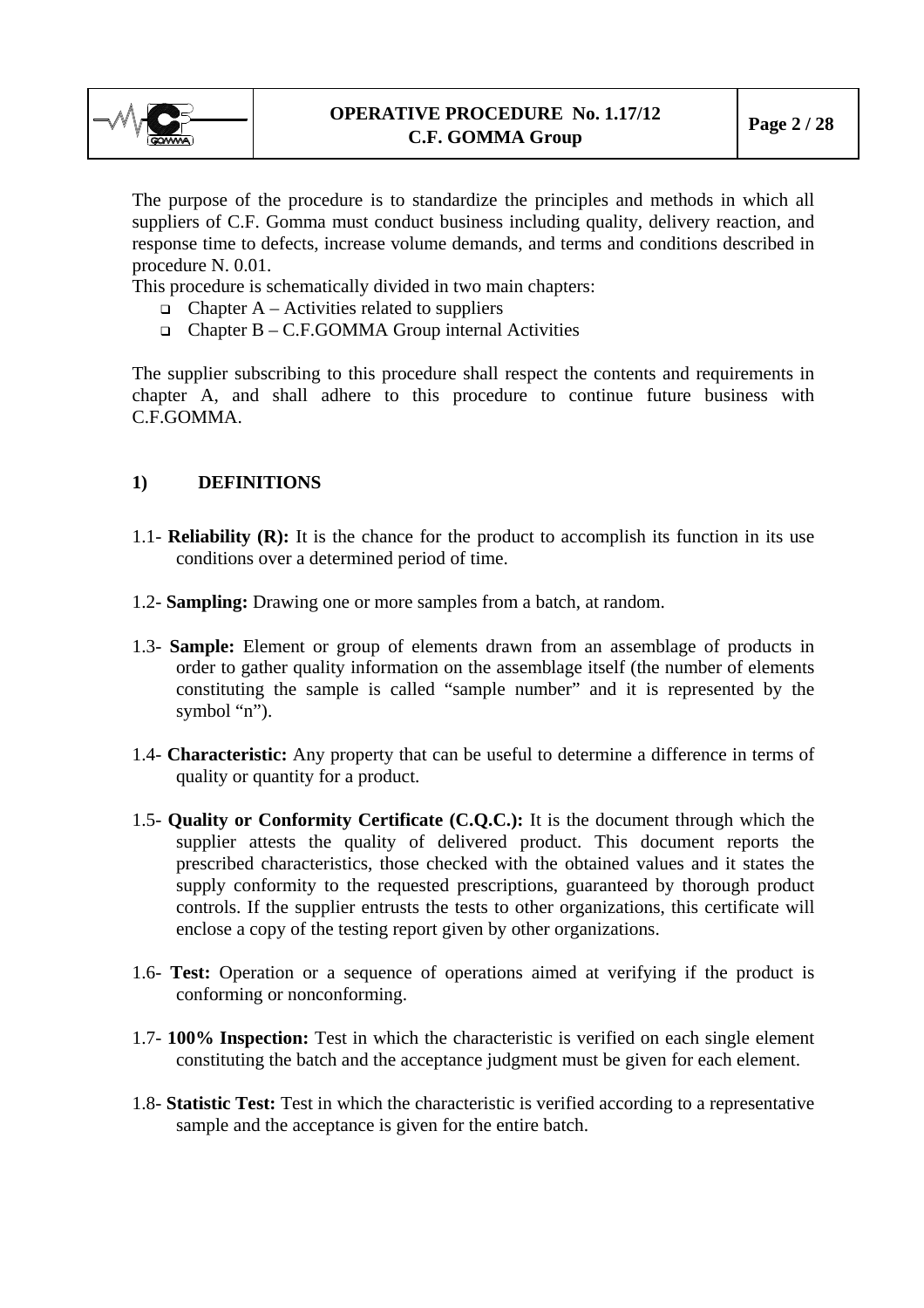The purpose of the procedure is to standardize the principles and methods in which all suppliers of C.F. Gomma must conduct business including quality, delivery reaction, and response time to defects, increase volume demands, and terms and conditions described in procedure N. 0.01.

This procedure is schematically divided in two main chapters:

- Chapter A – Activities related to suppliers
- Chapter B – C.F.GOMMA Group internal Activities

The supplier subscribing to this procedure shall respect the contents and requirements in chapter A, and shall adhere to this procedure to continue future business with C.F.GOMMA.

## 1) DEFINITIONS

1.1- **Reliability (R):** It is the chance for the product to accomplish its function in its use conditions over a determined period of time.

1.2- **Sampling:** Drawing one or more samples from a batch, at random.

1.3- **Sample:** Element or group of elements drawn from an assemblage of products in order to gather quality information on the assemblage itself (the number of elements constituting the sample is called "sample number" and it is represented by the symbol "n").

1.4- **Characteristic:** Any property that can be useful to determine a difference in terms of quality or quantity for a product.

1.5- **Quality or Conformity Certificate (C.Q.C.):** It is the document through which the supplier attests the quality of delivered product. This document reports the prescribed characteristics, those checked with the obtained values and it states the supply conformity to the requested prescriptions, guaranteed by thorough product controls. If the supplier entrusts the tests to other organizations, this certificate will enclose a copy of the testing report given by other organizations.

1.6- **Test:** Operation or a sequence of operations aimed at verifying if the product is conforming or nonconforming.

1.7- **100% Inspection:** Test in which the characteristic is verified on each single element constituting the batch and the acceptance judgment must be given for each element.

1.8- **Statistic Test:** Test in which the characteristic is verified according to a representative sample and the acceptance is given for the entire batch.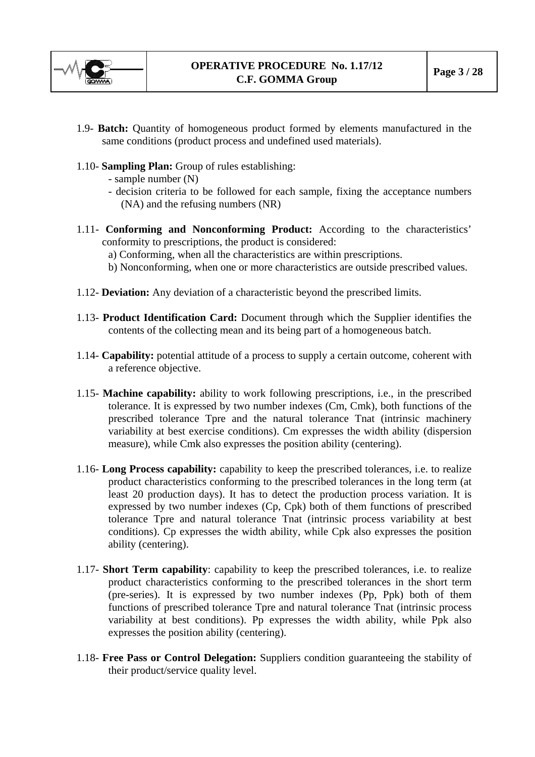1.9- **Batch:** Quantity of homogeneous product formed by elements manufactured in the same conditions (product process and undefined used materials).

1.10- **Sampling Plan:** Group of rules establishing:
- sample number (N)
- decision criteria to be followed for each sample, fixing the acceptance numbers (NA) and the refusing numbers (NR)

1.11- **Conforming and Nonconforming Product:** According to the characteristics' conformity to prescriptions, the product is considered:

a) Conforming, when all the characteristics are within prescriptions.

b) Nonconforming, when one or more characteristics are outside prescribed values.

1.12- **Deviation:** Any deviation of a characteristic beyond the prescribed limits.

1.13- **Product Identification Card:** Document through which the Supplier identifies the contents of the collecting mean and its being part of a homogeneous batch.

1.14- **Capability:** potential attitude of a process to supply a certain outcome, coherent with a reference objective.

1.15- **Machine capability:** ability to work following prescriptions, i.e., in the prescribed tolerance. It is expressed by two number indexes (Cm, Cmk), both functions of the prescribed tolerance Tpre and the natural tolerance Tnat (intrinsic machinery variability at best exercise conditions). Cm expresses the width ability (dispersion measure), while Cmk also expresses the position ability (centering).

1.16- **Long Process capability:** capability to keep the prescribed tolerances, i.e. to realize product characteristics conforming to the prescribed tolerances in the long term (at least 20 production days). It has to detect the production process variation. It is expressed by two number indexes (Cp, Cpk) both of them functions of prescribed tolerance Tpre and natural tolerance Tnat (intrinsic process variability at best conditions). Cp expresses the width ability, while Cpk also expresses the position ability (centering).

1.17- **Short Term capability**: capability to keep the prescribed tolerances, i.e. to realize product characteristics conforming to the prescribed tolerances in the short term (pre-series). It is expressed by two number indexes (Pp, Ppk) both of them functions of prescribed tolerance Tpre and natural tolerance Tnat (intrinsic process variability at best conditions). Pp expresses the width ability, while Ppk also expresses the position ability (centering).

1.18- **Free Pass or Control Delegation:** Suppliers condition guaranteeing the stability of their product/service quality level.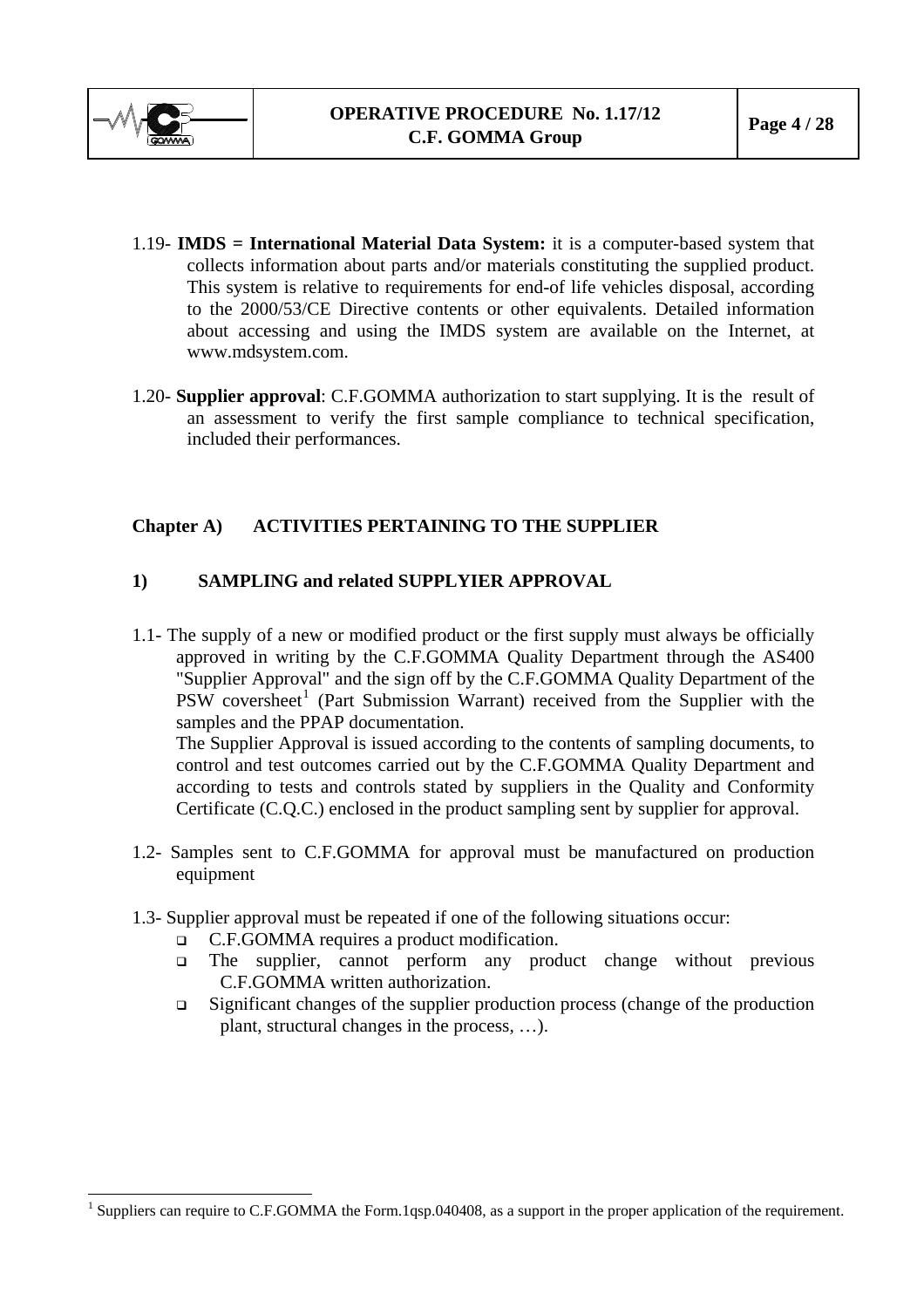1.19- **IMDS = International Material Data System:** it is a computer-based system that collects information about parts and/or materials constituting the supplied product. This system is relative to requirements for end-of life vehicles disposal, according to the 2000/53/CE Directive contents or other equivalents. Detailed information about accessing and using the IMDS system are available on the Internet, at www.mdsystem.com.

1.20- **Supplier approval**: C.F.GOMMA authorization to start supplying. It is the result of an assessment to verify the first sample compliance to technical specification, included their performances.

## Chapter A) ACTIVITIES PERTAINING TO THE SUPPLIER

### 1) SAMPLING and related SUPPLYIER APPROVAL

1.1- The supply of a new or modified product or the first supply must always be officially approved in writing by the C.F.GOMMA Quality Department through the AS400 "Supplier Approval" and the sign off by the C.F.GOMMA Quality Department of the PSW coversheet[1] (Part Submission Warrant) received from the Supplier with the samples and the PPAP documentation.

The Supplier Approval is issued according to the contents of sampling documents, to control and test outcomes carried out by the C.F.GOMMA Quality Department and according to tests and controls stated by suppliers in the Quality and Conformity Certificate (C.Q.C.) enclosed in the product sampling sent by supplier for approval.

1.2- Samples sent to C.F.GOMMA for approval must be manufactured on production equipment

1.3- Supplier approval must be repeated if one of the following situations occur:

- C.F.GOMMA requires a product modification.
- The supplier, cannot perform any product change without previous C.F.GOMMA written authorization.
- Significant changes of the supplier production process (change of the production plant, structural changes in the process, …).

[1] Suppliers can require to C.F.GOMMA the Form.1qsp.040408, as a support in the proper application of the requirement.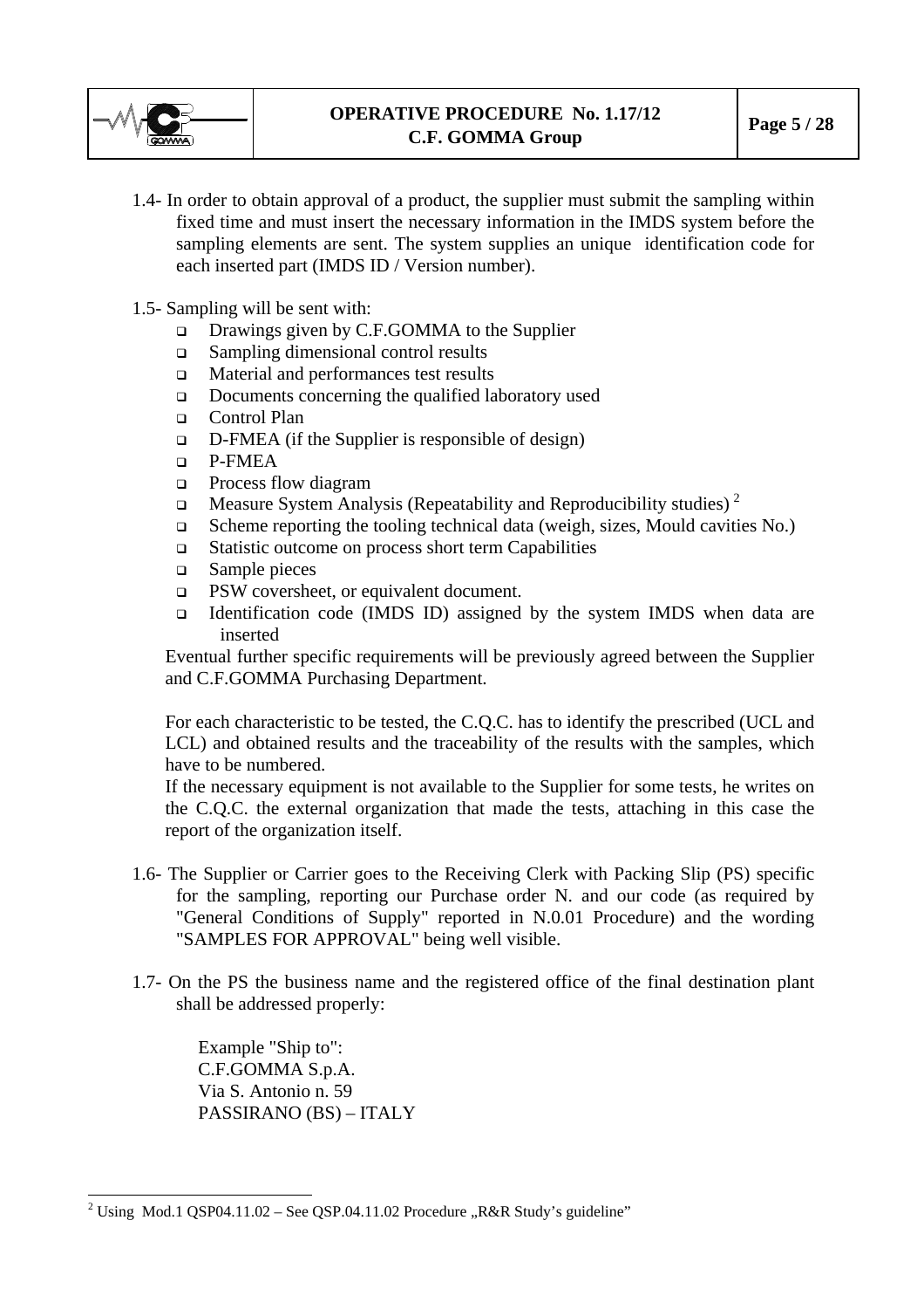1.4- In order to obtain approval of a product, the supplier must submit the sampling within fixed time and must insert the necessary information in the IMDS system before the sampling elements are sent. The system supplies an unique identification code for each inserted part (IMDS ID / Version number).

1.5- Sampling will be sent with:

- Drawings given by C.F.GOMMA to the Supplier
- Sampling dimensional control results
- Material and performances test results
- Documents concerning the qualified laboratory used
- Control Plan
- D-FMEA (if the Supplier is responsible of design)
- P-FMEA
- Process flow diagram
- Measure System Analysis (Repeatability and Reproducibility studies) [2]
- Scheme reporting the tooling technical data (weigh, sizes, Mould cavities No.)
- Statistic outcome on process short term Capabilities
- Sample pieces
- PSW coversheet, or equivalent document.
- Identification code (IMDS ID) assigned by the system IMDS when data are inserted

Eventual further specific requirements will be previously agreed between the Supplier and C.F.GOMMA Purchasing Department.

For each characteristic to be tested, the C.Q.C. has to identify the prescribed (UCL and LCL) and obtained results and the traceability of the results with the samples, which have to be numbered.
If the necessary equipment is not available to the Supplier for some tests, he writes on the C.Q.C. the external organization that made the tests, attaching in this case the report of the organization itself.

1.6- The Supplier or Carrier goes to the Receiving Clerk with Packing Slip (PS) specific for the sampling, reporting our Purchase order N. and our code (as required by "General Conditions of Supply" reported in N.0.01 Procedure) and the wording "SAMPLES FOR APPROVAL" being well visible.

1.7- On the PS the business name and the registered office of the final destination plant shall be addressed properly:

Example "Ship to":
C.F.GOMMA S.p.A.
Via S. Antonio n. 59
PASSIRANO (BS) – ITALY

[2] Using Mod.1 QSP04.11.02 – See QSP.04.11.02 Procedure „R&R Study's guideline"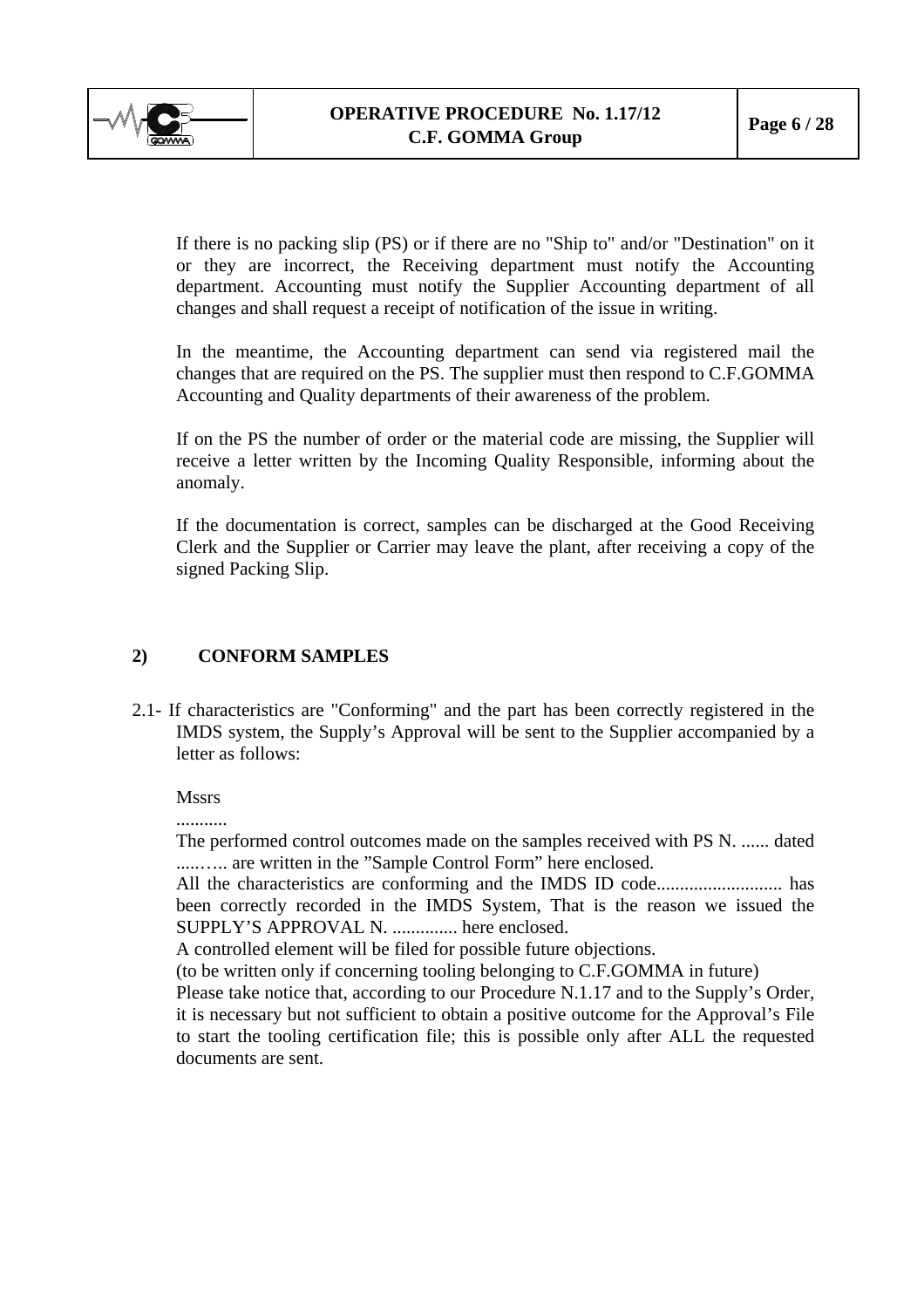If there is no packing slip (PS) or if there are no "Ship to" and/or "Destination" on it or they are incorrect, the Receiving department must notify the Accounting department. Accounting must notify the Supplier Accounting department of all changes and shall request a receipt of notification of the issue in writing.

In the meantime, the Accounting department can send via registered mail the changes that are required on the PS. The supplier must then respond to C.F.GOMMA Accounting and Quality departments of their awareness of the problem.

If on the PS the number of order or the material code are missing, the Supplier will receive a letter written by the Incoming Quality Responsible, informing about the anomaly.

If the documentation is correct, samples can be discharged at the Good Receiving Clerk and the Supplier or Carrier may leave the plant, after receiving a copy of the signed Packing Slip.

## 2) CONFORM SAMPLES

2.1- If characteristics are "Conforming" and the part has been correctly registered in the IMDS system, the Supply's Approval will be sent to the Supplier accompanied by a letter as follows:

Mssrs
...........
The performed control outcomes made on the samples received with PS N. ...... dated ......….. are written in the "Sample Control Form" here enclosed.
All the characteristics are conforming and the IMDS ID code........................... has been correctly recorded in the IMDS System, That is the reason we issued the SUPPLY'S APPROVAL N. .............. here enclosed.
A controlled element will be filed for possible future objections.
(to be written only if concerning tooling belonging to C.F.GOMMA in future)
Please take notice that, according to our Procedure N.1.17 and to the Supply's Order, it is necessary but not sufficient to obtain a positive outcome for the Approval's File to start the tooling certification file; this is possible only after ALL the requested documents are sent.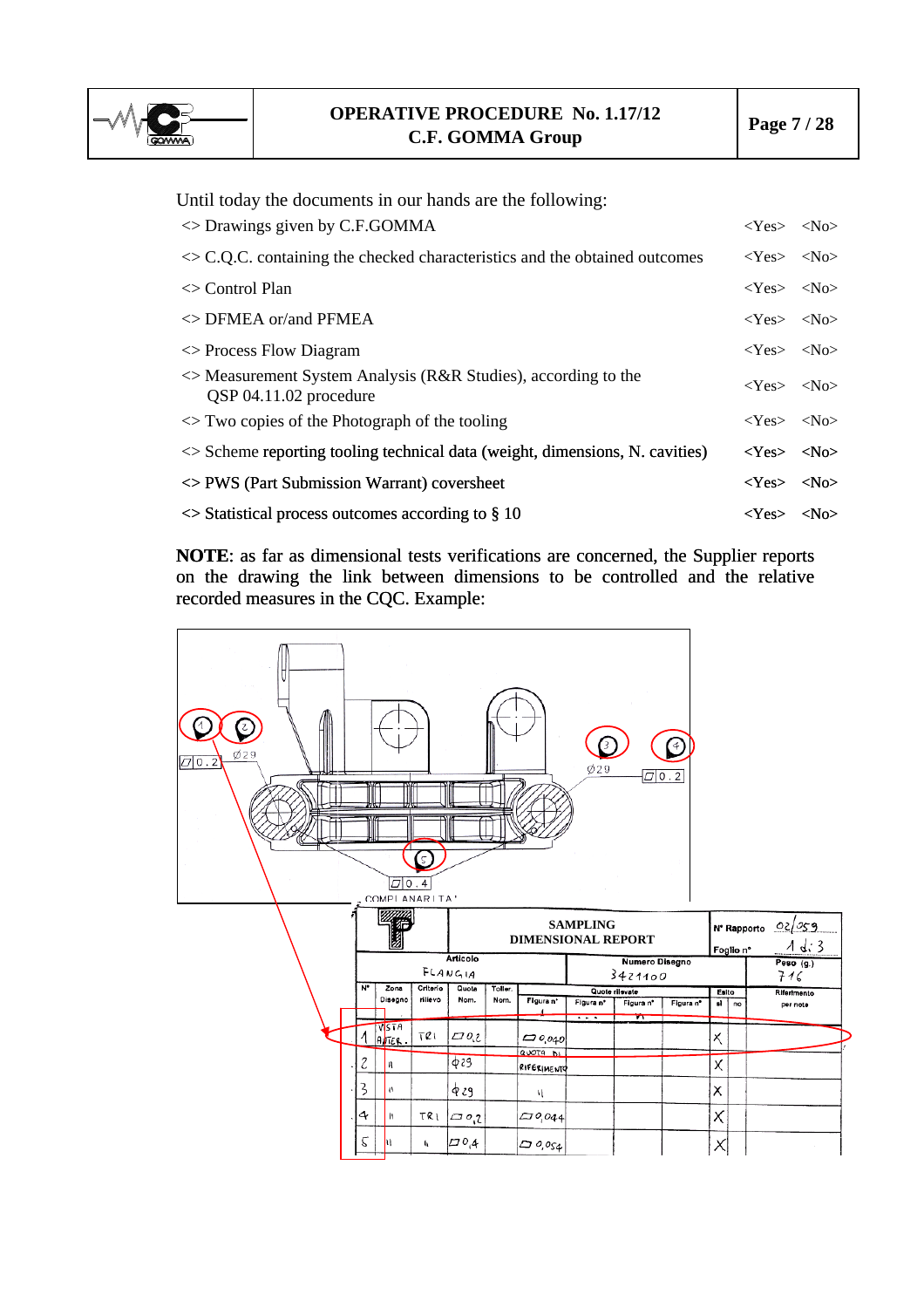Until today the documents in our hands are the following:

| | | |
|---|---|---|
| <> Drawings given by C.F.GOMMA | <Yes> | <No> |
| <> C.Q.C. containing the checked characteristics and the obtained outcomes | <Yes> | <No> |
| <> Control Plan | <Yes> | <No> |
| <> DFMEA or/and PFMEA | <Yes> | <No> |
| <> Process Flow Diagram | <Yes> | <No> |
| <> Measurement System Analysis (R&R Studies), according to the QSP 04.11.02 procedure | <Yes> | <No> |
| <> Two copies of the Photograph of the tooling | <Yes> | <No> |
| <> Scheme reporting tooling technical data (weight, dimensions, N. cavities) | <Yes> | <No> |
| <> PWS (Part Submission Warrant) coversheet | <Yes> | <No> |
| <> Statistical process outcomes according to § 10 | <Yes> | <No> |

**NOTE**: as far as dimensional tests verifications are concerned, the Supplier reports on the drawing the link between dimensions to be controlled and the relative recorded measures in the CQC. Example: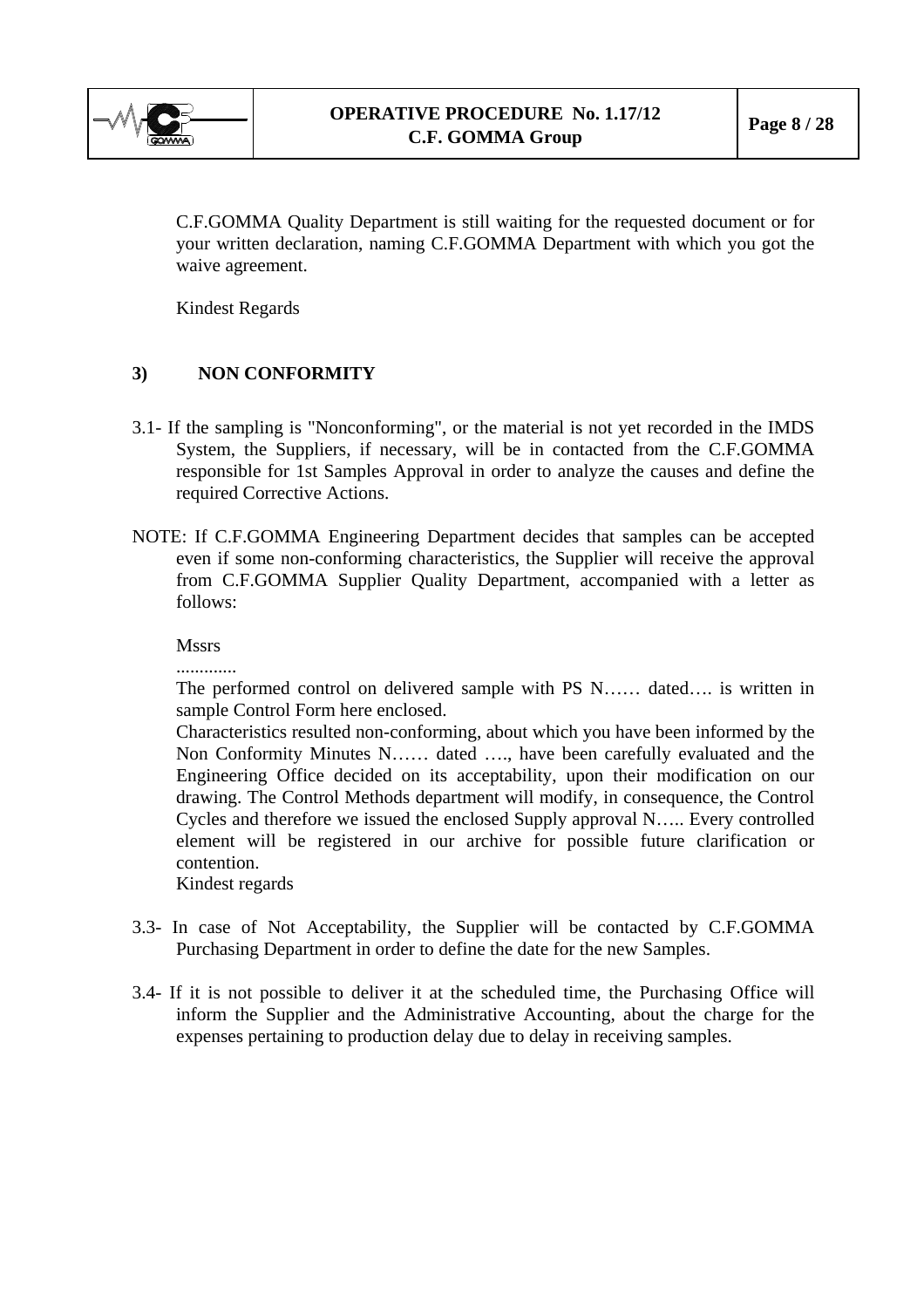C.F.GOMMA Quality Department is still waiting for the requested document or for your written declaration, naming C.F.GOMMA Department with which you got the waive agreement.

Kindest Regards

## 3) NON CONFORMITY

3.1- If the sampling is "Nonconforming", or the material is not yet recorded in the IMDS System, the Suppliers, if necessary, will be in contacted from the C.F.GOMMA responsible for 1st Samples Approval in order to analyze the causes and define the required Corrective Actions.

NOTE: If C.F.GOMMA Engineering Department decides that samples can be accepted even if some non-conforming characteristics, the Supplier will receive the approval from C.F.GOMMA Supplier Quality Department, accompanied with a letter as follows:

Mssrs

.............

The performed control on delivered sample with PS N…… dated…. is written in sample Control Form here enclosed.

Characteristics resulted non-conforming, about which you have been informed by the Non Conformity Minutes N…… dated …., have been carefully evaluated and the Engineering Office decided on its acceptability, upon their modification on our drawing. The Control Methods department will modify, in consequence, the Control Cycles and therefore we issued the enclosed Supply approval N….. Every controlled element will be registered in our archive for possible future clarification or contention.

Kindest regards

3.3- In case of Not Acceptability, the Supplier will be contacted by C.F.GOMMA Purchasing Department in order to define the date for the new Samples.

3.4- If it is not possible to deliver it at the scheduled time, the Purchasing Office will inform the Supplier and the Administrative Accounting, about the charge for the expenses pertaining to production delay due to delay in receiving samples.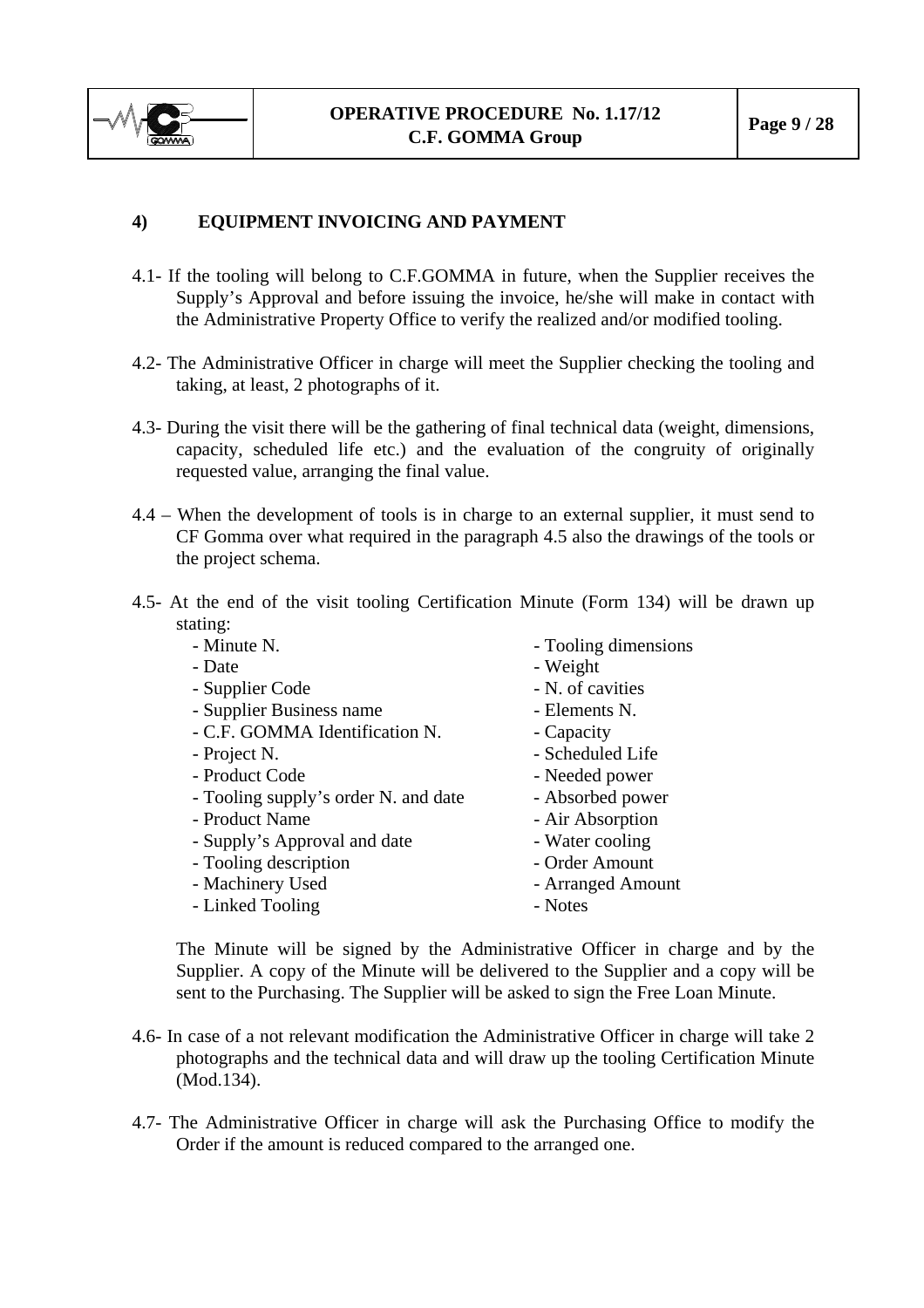## 4) EQUIPMENT INVOICING AND PAYMENT

4.1- If the tooling will belong to C.F.GOMMA in future, when the Supplier receives the Supply's Approval and before issuing the invoice, he/she will make in contact with the Administrative Property Office to verify the realized and/or modified tooling.

4.2- The Administrative Officer in charge will meet the Supplier checking the tooling and taking, at least, 2 photographs of it.

4.3- During the visit there will be the gathering of final technical data (weight, dimensions, capacity, scheduled life etc.) and the evaluation of the congruity of originally requested value, arranging the final value.

4.4 – When the development of tools is in charge to an external supplier, it must send to CF Gomma over what required in the paragraph 4.5 also the drawings of the tools or the project schema.

4.5- At the end of the visit tooling Certification Minute (Form 134) will be drawn up stating:

- Minute N.
- Date
- Supplier Code
- Supplier Business name
- C.F. GOMMA Identification N.
- Project N.
- Product Code
- Tooling supply's order N. and date
- Product Name
- Supply's Approval and date
- Tooling description
- Machinery Used
- Linked Tooling
- Tooling dimensions
- Weight
- N. of cavities
- Elements N.
- Capacity
- Scheduled Life
- Needed power
- Absorbed power
- Air Absorption
- Water cooling
- Order Amount
- Arranged Amount
- Notes

The Minute will be signed by the Administrative Officer in charge and by the Supplier. A copy of the Minute will be delivered to the Supplier and a copy will be sent to the Purchasing. The Supplier will be asked to sign the Free Loan Minute.

4.6- In case of a not relevant modification the Administrative Officer in charge will take 2 photographs and the technical data and will draw up the tooling Certification Minute (Mod.134).

4.7- The Administrative Officer in charge will ask the Purchasing Office to modify the Order if the amount is reduced compared to the arranged one.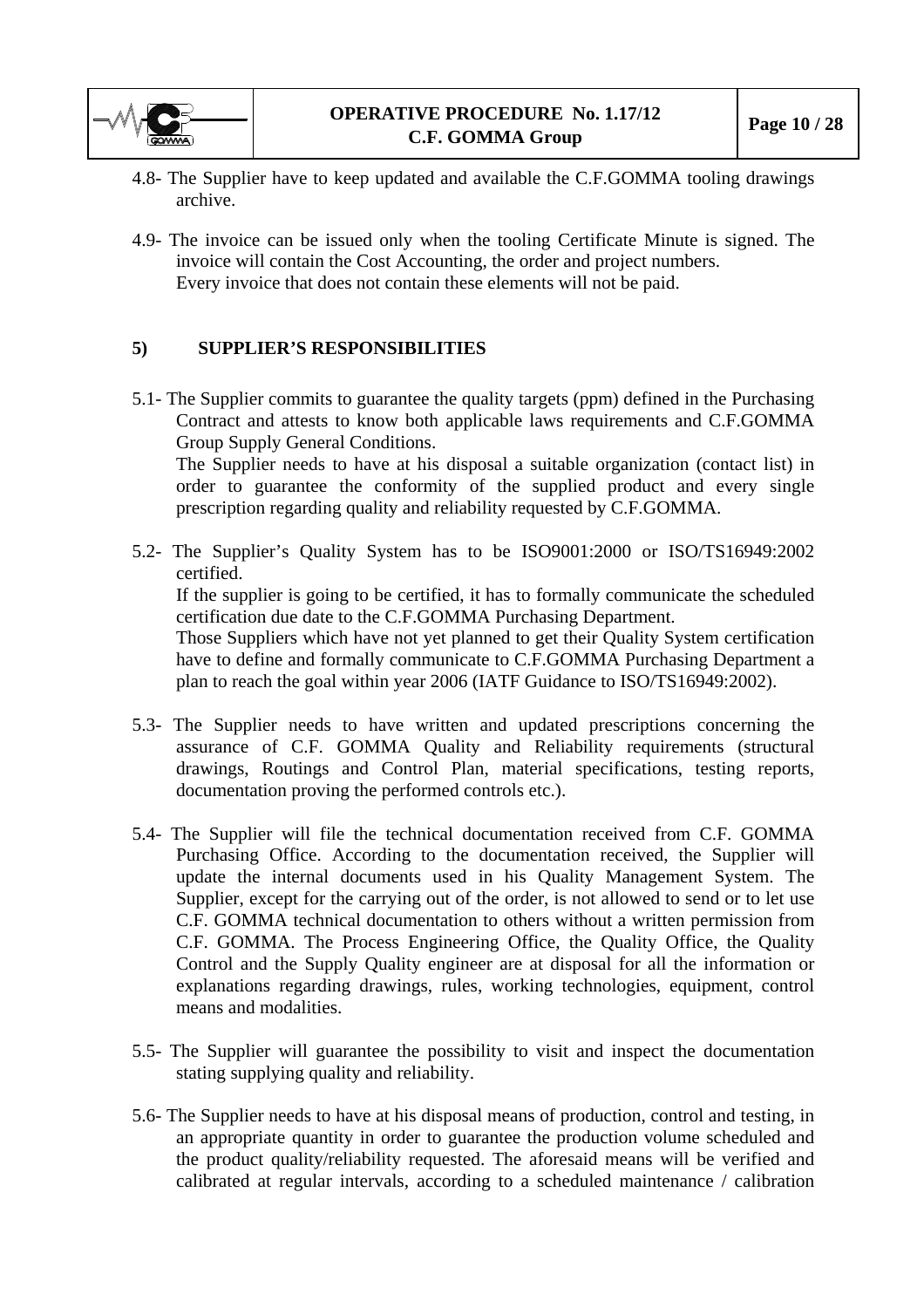4.8- The Supplier have to keep updated and available the C.F.GOMMA tooling drawings archive.

4.9- The invoice can be issued only when the tooling Certificate Minute is signed. The invoice will contain the Cost Accounting, the order and project numbers. Every invoice that does not contain these elements will not be paid.

## 5) SUPPLIER'S RESPONSIBILITIES

5.1- The Supplier commits to guarantee the quality targets (ppm) defined in the Purchasing Contract and attests to know both applicable laws requirements and C.F.GOMMA Group Supply General Conditions.
The Supplier needs to have at his disposal a suitable organization (contact list) in order to guarantee the conformity of the supplied product and every single prescription regarding quality and reliability requested by C.F.GOMMA.

5.2- The Supplier's Quality System has to be ISO9001:2000 or ISO/TS16949:2002 certified.
If the supplier is going to be certified, it has to formally communicate the scheduled certification due date to the C.F.GOMMA Purchasing Department.
Those Suppliers which have not yet planned to get their Quality System certification have to define and formally communicate to C.F.GOMMA Purchasing Department a plan to reach the goal within year 2006 (IATF Guidance to ISO/TS16949:2002).

5.3- The Supplier needs to have written and updated prescriptions concerning the assurance of C.F. GOMMA Quality and Reliability requirements (structural drawings, Routings and Control Plan, material specifications, testing reports, documentation proving the performed controls etc.).

5.4- The Supplier will file the technical documentation received from C.F. GOMMA Purchasing Office. According to the documentation received, the Supplier will update the internal documents used in his Quality Management System. The Supplier, except for the carrying out of the order, is not allowed to send or to let use C.F. GOMMA technical documentation to others without a written permission from C.F. GOMMA. The Process Engineering Office, the Quality Office, the Quality Control and the Supply Quality engineer are at disposal for all the information or explanations regarding drawings, rules, working technologies, equipment, control means and modalities.

5.5- The Supplier will guarantee the possibility to visit and inspect the documentation stating supplying quality and reliability.

5.6- The Supplier needs to have at his disposal means of production, control and testing, in an appropriate quantity in order to guarantee the production volume scheduled and the product quality/reliability requested. The aforesaid means will be verified and calibrated at regular intervals, according to a scheduled maintenance / calibration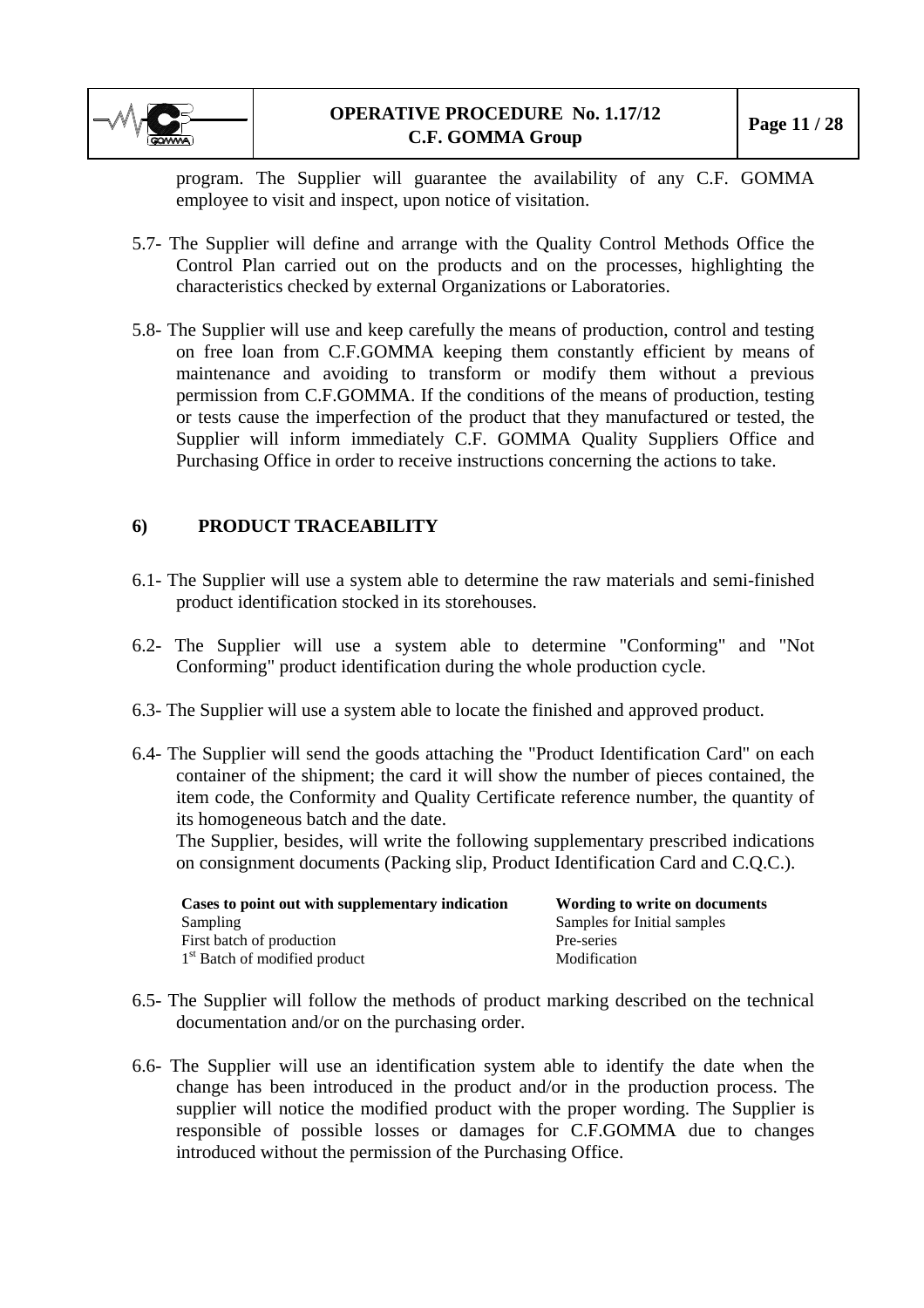program. The Supplier will guarantee the availability of any C.F. GOMMA employee to visit and inspect, upon notice of visitation.

5.7- The Supplier will define and arrange with the Quality Control Methods Office the Control Plan carried out on the products and on the processes, highlighting the characteristics checked by external Organizations or Laboratories.

5.8- The Supplier will use and keep carefully the means of production, control and testing on free loan from C.F.GOMMA keeping them constantly efficient by means of maintenance and avoiding to transform or modify them without a previous permission from C.F.GOMMA. If the conditions of the means of production, testing or tests cause the imperfection of the product that they manufactured or tested, the Supplier will inform immediately C.F. GOMMA Quality Suppliers Office and Purchasing Office in order to receive instructions concerning the actions to take.

## 6) PRODUCT TRACEABILITY

6.1- The Supplier will use a system able to determine the raw materials and semi-finished product identification stocked in its storehouses.

6.2- The Supplier will use a system able to determine "Conforming" and "Not Conforming" product identification during the whole production cycle.

6.3- The Supplier will use a system able to locate the finished and approved product.

6.4- The Supplier will send the goods attaching the "Product Identification Card" on each container of the shipment; the card it will show the number of pieces contained, the item code, the Conformity and Quality Certificate reference number, the quantity of its homogeneous batch and the date.
The Supplier, besides, will write the following supplementary prescribed indications on consignment documents (Packing slip, Product Identification Card and C.Q.C.).

| **Cases to point out with supplementary indication** | **Wording to write on documents** |
|---|---|
| Sampling | Samples for Initial samples |
| First batch of production | Pre-series |
| 1st Batch of modified product | Modification |

6.5- The Supplier will follow the methods of product marking described on the technical documentation and/or on the purchasing order.

6.6- The Supplier will use an identification system able to identify the date when the change has been introduced in the product and/or in the production process. The supplier will notice the modified product with the proper wording. The Supplier is responsible of possible losses or damages for C.F.GOMMA due to changes introduced without the permission of the Purchasing Office.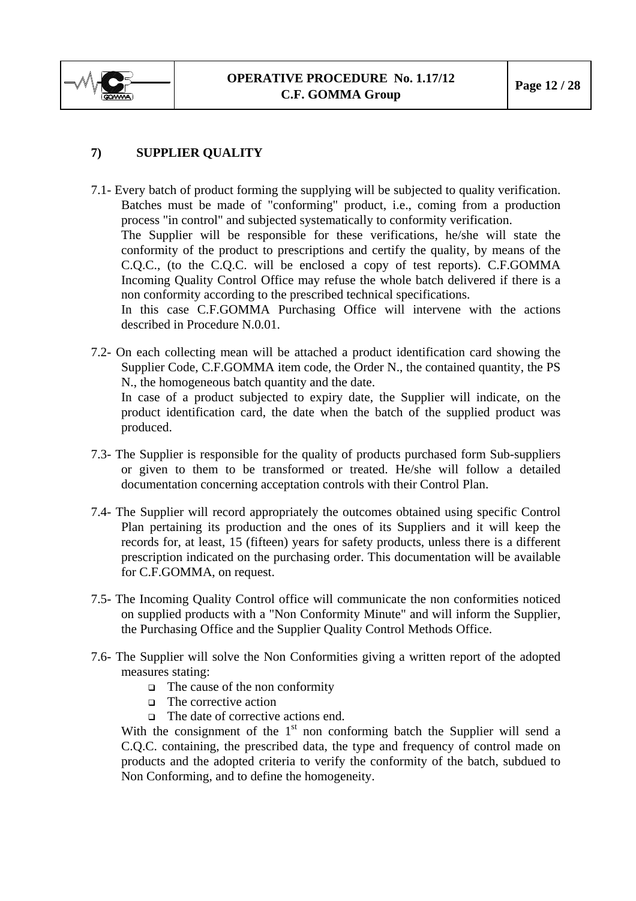## 7) SUPPLIER QUALITY

7.1- Every batch of product forming the supplying will be subjected to quality verification. Batches must be made of "conforming" product, i.e., coming from a production process "in control" and subjected systematically to conformity verification.
The Supplier will be responsible for these verifications, he/she will state the conformity of the product to prescriptions and certify the quality, by means of the C.Q.C., (to the C.Q.C. will be enclosed a copy of test reports). C.F.GOMMA Incoming Quality Control Office may refuse the whole batch delivered if there is a non conformity according to the prescribed technical specifications.
In this case C.F.GOMMA Purchasing Office will intervene with the actions described in Procedure N.0.01.

7.2- On each collecting mean will be attached a product identification card showing the Supplier Code, C.F.GOMMA item code, the Order N., the contained quantity, the PS N., the homogeneous batch quantity and the date.
In case of a product subjected to expiry date, the Supplier will indicate, on the product identification card, the date when the batch of the supplied product was produced.

7.3- The Supplier is responsible for the quality of products purchased form Sub-suppliers or given to them to be transformed or treated. He/she will follow a detailed documentation concerning acceptation controls with their Control Plan.

7.4- The Supplier will record appropriately the outcomes obtained using specific Control Plan pertaining its production and the ones of its Suppliers and it will keep the records for, at least, 15 (fifteen) years for safety products, unless there is a different prescription indicated on the purchasing order. This documentation will be available for C.F.GOMMA, on request.

7.5- The Incoming Quality Control office will communicate the non conformities noticed on supplied products with a "Non Conformity Minute" and will inform the Supplier, the Purchasing Office and the Supplier Quality Control Methods Office.

7.6- The Supplier will solve the Non Conformities giving a written report of the adopted measures stating:

- The cause of the non conformity
- The corrective action
- The date of corrective actions end.

With the consignment of the 1st non conforming batch the Supplier will send a C.Q.C. containing, the prescribed data, the type and frequency of control made on products and the adopted criteria to verify the conformity of the batch, subdued to Non Conforming, and to define the homogeneity.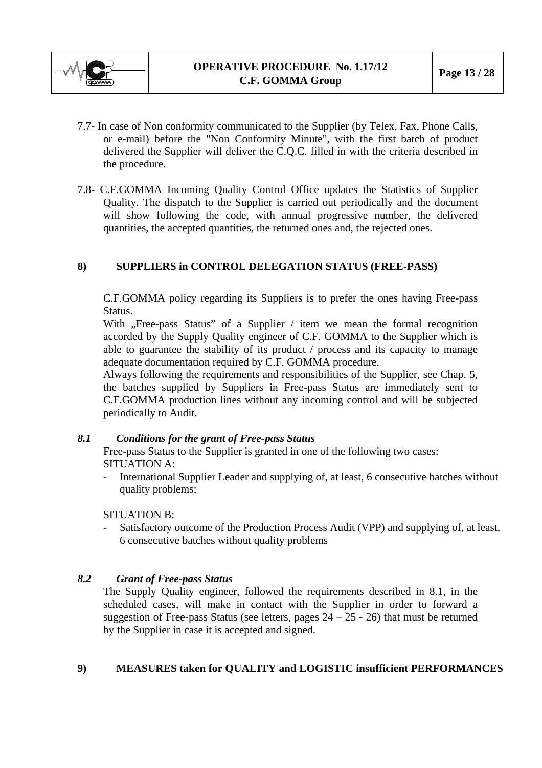7.7- In case of Non conformity communicated to the Supplier (by Telex, Fax, Phone Calls, or e-mail) before the "Non Conformity Minute", with the first batch of product delivered the Supplier will deliver the C.Q.C. filled in with the criteria described in the procedure.

7.8- C.F.GOMMA Incoming Quality Control Office updates the Statistics of Supplier Quality. The dispatch to the Supplier is carried out periodically and the document will show following the code, with annual progressive number, the delivered quantities, the accepted quantities, the returned ones and, the rejected ones.

## 8) SUPPLIERS in CONTROL DELEGATION STATUS (FREE-PASS)

C.F.GOMMA policy regarding its Suppliers is to prefer the ones having Free-pass Status.

With „Free-pass Status" of a Supplier / item we mean the formal recognition accorded by the Supply Quality engineer of C.F. GOMMA to the Supplier which is able to guarantee the stability of its product / process and its capacity to manage adequate documentation required by C.F. GOMMA procedure.

Always following the requirements and responsibilities of the Supplier, see Chap. 5, the batches supplied by Suppliers in Free-pass Status are immediately sent to C.F.GOMMA production lines without any incoming control and will be subjected periodically to Audit.

### *8.1 Conditions for the grant of Free-pass Status*

Free-pass Status to the Supplier is granted in one of the following two cases:

SITUATION A:

- International Supplier Leader and supplying of, at least, 6 consecutive batches without quality problems;

SITUATION B:

- Satisfactory outcome of the Production Process Audit (VPP) and supplying of, at least, 6 consecutive batches without quality problems

### *8.2 Grant of Free-pass Status*

The Supply Quality engineer, followed the requirements described in 8.1, in the scheduled cases, will make in contact with the Supplier in order to forward a suggestion of Free-pass Status (see letters, pages 24 – 25 - 26) that must be returned by the Supplier in case it is accepted and signed.

## 9) MEASURES taken for QUALITY and LOGISTIC insufficient PERFORMANCES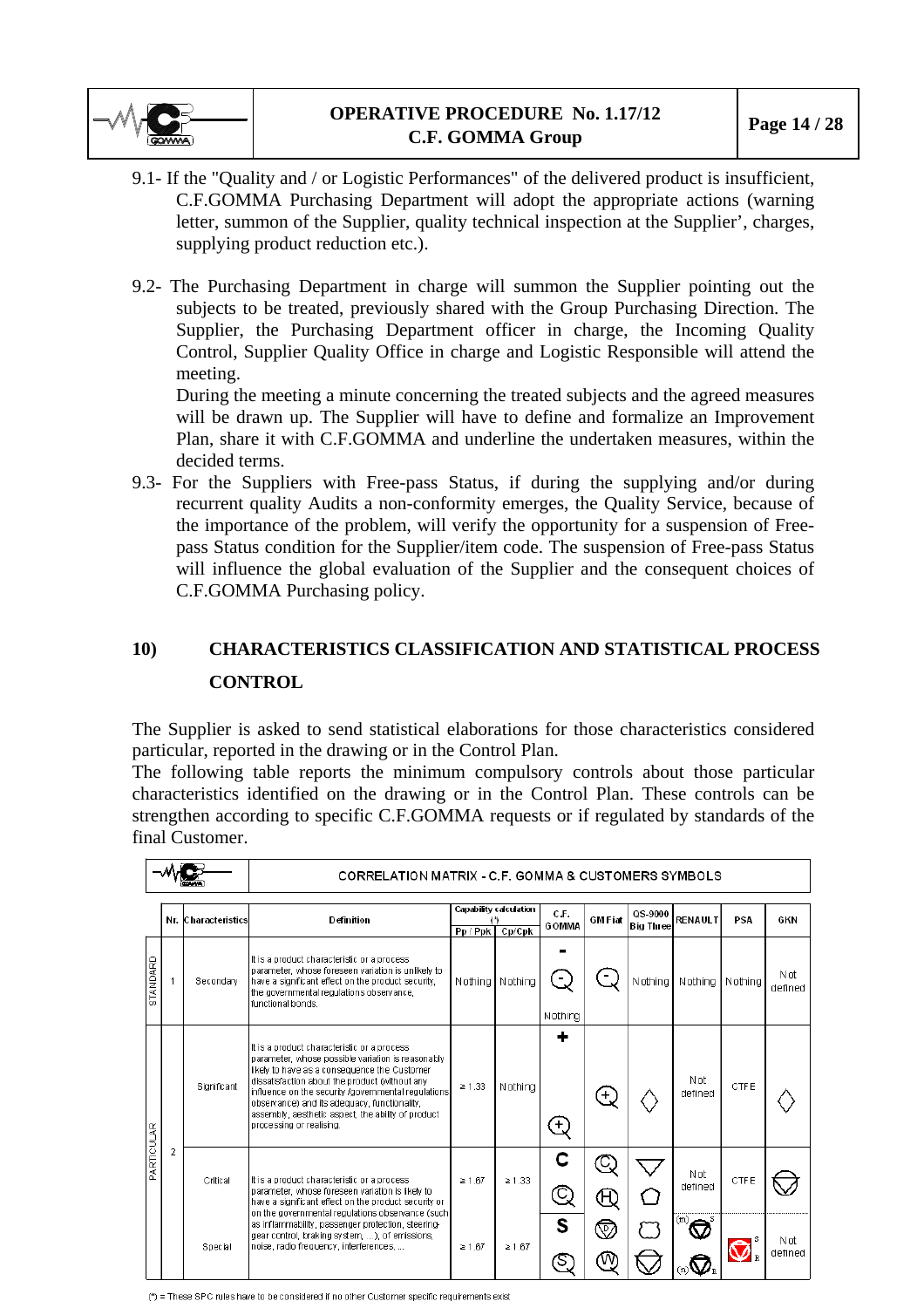9.1- If the "Quality and / or Logistic Performances" of the delivered product is insufficient, C.F.GOMMA Purchasing Department will adopt the appropriate actions (warning letter, summon of the Supplier, quality technical inspection at the Supplier', charges, supplying product reduction etc.).

9.2- The Purchasing Department in charge will summon the Supplier pointing out the subjects to be treated, previously shared with the Group Purchasing Direction. The Supplier, the Purchasing Department officer in charge, the Incoming Quality Control, Supplier Quality Office in charge and Logistic Responsible will attend the meeting.
During the meeting a minute concerning the treated subjects and the agreed measures will be drawn up. The Supplier will have to define and formalize an Improvement Plan, share it with C.F.GOMMA and underline the undertaken measures, within the decided terms.

9.3- For the Suppliers with Free-pass Status, if during the supplying and/or during recurrent quality Audits a non-conformity emerges, the Quality Service, because of the importance of the problem, will verify the opportunity for a suspension of Free-pass Status condition for the Supplier/item code. The suspension of Free-pass Status will influence the global evaluation of the Supplier and the consequent choices of C.F.GOMMA Purchasing policy.

## 10) CHARACTERISTICS CLASSIFICATION AND STATISTICAL PROCESS CONTROL

The Supplier is asked to send statistical elaborations for those characteristics considered particular, reported in the drawing or in the Control Plan.
The following table reports the minimum compulsory controls about those particular characteristics identified on the drawing or in the Control Plan. These controls can be strengthen according to specific C.F.GOMMA requests or if regulated by standards of the final Customer.

**CORRELATION MATRIX - C.F. GOMMA & CUSTOMERS SYMBOLS**

| | Nr. | Characteristics | Definition | Capability calculation (*) Pp / Ppk | Cp/Cpk | C.F. GOMMA | GM Fiat | QS-9000 Big Three | RENAULT | PSA | GKN |
|---|---|---|---|---|---|---|---|---|---|---|---|
| STANDARD | 1 | Secondary | It is a product characteristic or a process parameter, whose foreseen variation is unlikely to have a significant effect on the product security, the governmental regulations observance, functional bonds. | Nothing | Nothing | - Nothing | (symbol) | Nothing | Nothing | Nothing | Not defined |
| PARTICULAR | 2 | Significant | It is a product characteristic or a process parameter, whose possible variation is reasonably likely to have as a consequence the Customer dissatisfaction about the product (without any influence on the security /governmental regulations observance) and its adequacy, functionality, assembly, aesthetic aspect, the ability of product processing or realising. | ≥ 1.33 | Nothing | + (symbol) | (symbol) | (symbol) | Not defined | CTFE | (symbol) |
| | | Critical | It is a product characteristic or a process parameter, whose foreseen variation is likely to have a significant effect on the product security or on the governmental regulations observance (such as inflammability, passenger protection, steering-gear control, braking system, ...), of emissions, noise, radio frequency, interferences, ... | ≥ 1.67 | ≥ 1.33 | C (symbol) | (symbol) | (symbol) | Not defined | CTFE | (symbol) |
| | | Special | | ≥ 1.67 | ≥ 1.67 | S (symbol) | (symbol) | (symbol) | (symbol) | (symbol) | Not defined |

(*) = These SPC rules have to be considered if no other Customer specific requirements exist.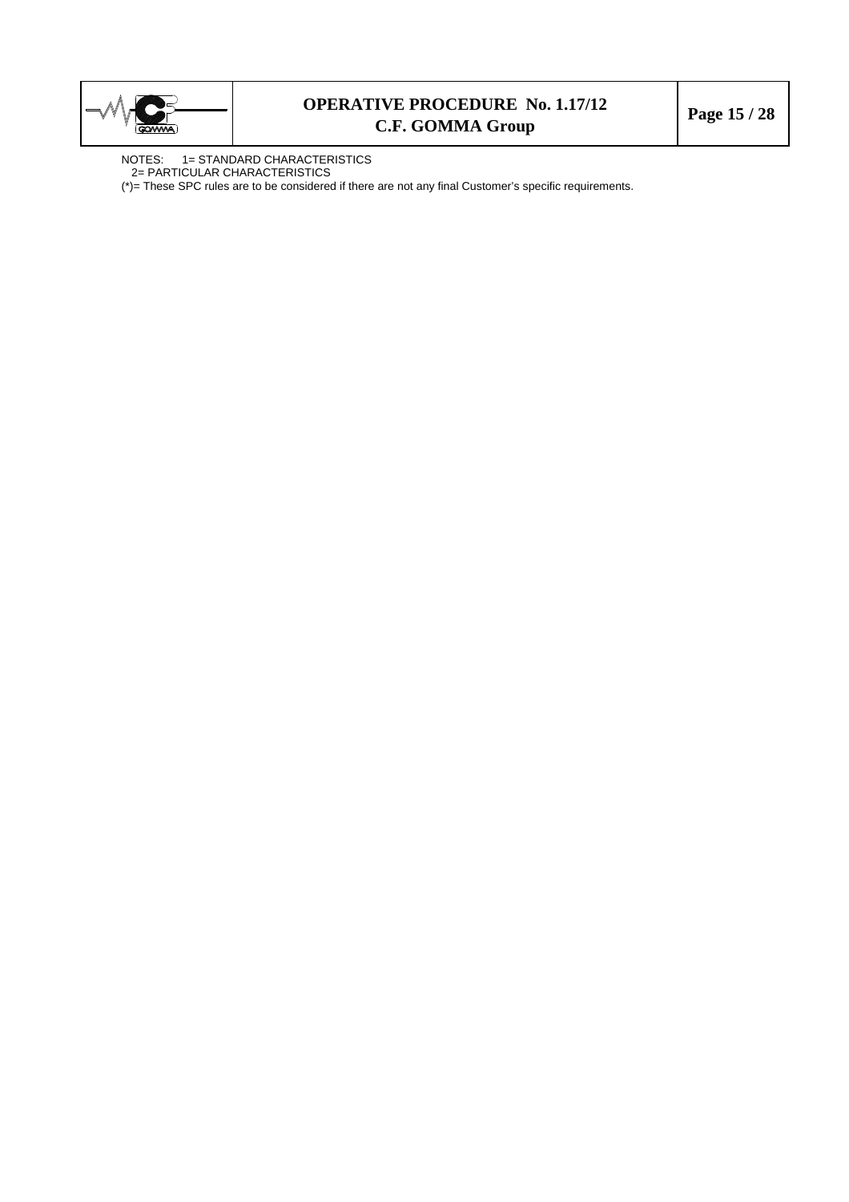NOTES: 1= STANDARD CHARACTERISTICS
2= PARTICULAR CHARACTERISTICS
(*)= These SPC rules are to be considered if there are not any final Customer's specific requirements.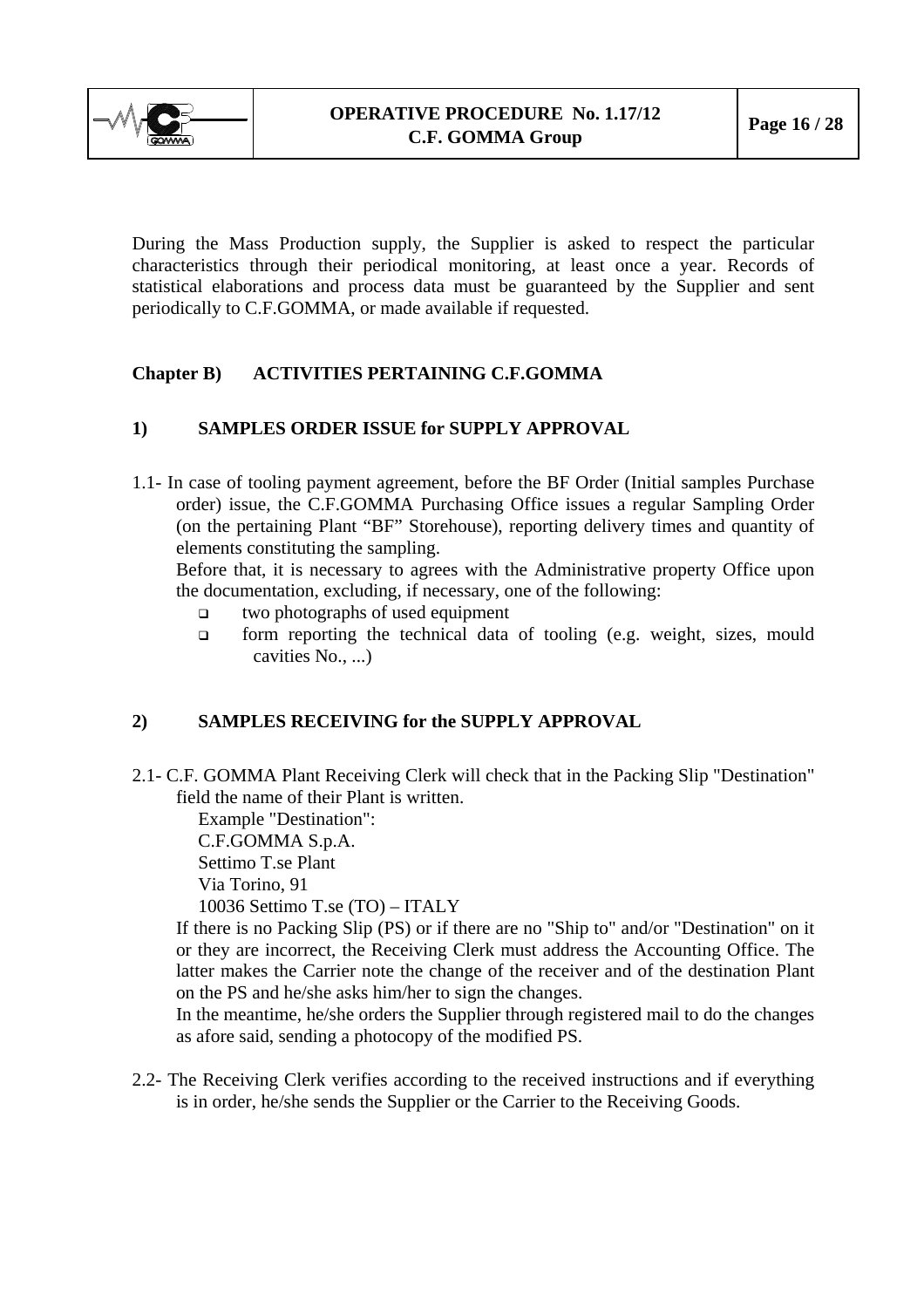During the Mass Production supply, the Supplier is asked to respect the particular characteristics through their periodical monitoring, at least once a year. Records of statistical elaborations and process data must be guaranteed by the Supplier and sent periodically to C.F.GOMMA, or made available if requested.

## Chapter B) ACTIVITIES PERTAINING C.F.GOMMA

### 1) SAMPLES ORDER ISSUE for SUPPLY APPROVAL

1.1- In case of tooling payment agreement, before the BF Order (Initial samples Purchase order) issue, the C.F.GOMMA Purchasing Office issues a regular Sampling Order (on the pertaining Plant "BF" Storehouse), reporting delivery times and quantity of elements constituting the sampling.

Before that, it is necessary to agrees with the Administrative property Office upon the documentation, excluding, if necessary, one of the following:

- two photographs of used equipment
- form reporting the technical data of tooling (e.g. weight, sizes, mould cavities No., ...)

### 2) SAMPLES RECEIVING for the SUPPLY APPROVAL

2.1- C.F. GOMMA Plant Receiving Clerk will check that in the Packing Slip "Destination" field the name of their Plant is written.

Example "Destination":
C.F.GOMMA S.p.A.
Settimo T.se Plant
Via Torino, 91
10036 Settimo T.se (TO) – ITALY

If there is no Packing Slip (PS) or if there are no "Ship to" and/or "Destination" on it or they are incorrect, the Receiving Clerk must address the Accounting Office. The latter makes the Carrier note the change of the receiver and of the destination Plant on the PS and he/she asks him/her to sign the changes.

In the meantime, he/she orders the Supplier through registered mail to do the changes as afore said, sending a photocopy of the modified PS.

2.2- The Receiving Clerk verifies according to the received instructions and if everything is in order, he/she sends the Supplier or the Carrier to the Receiving Goods.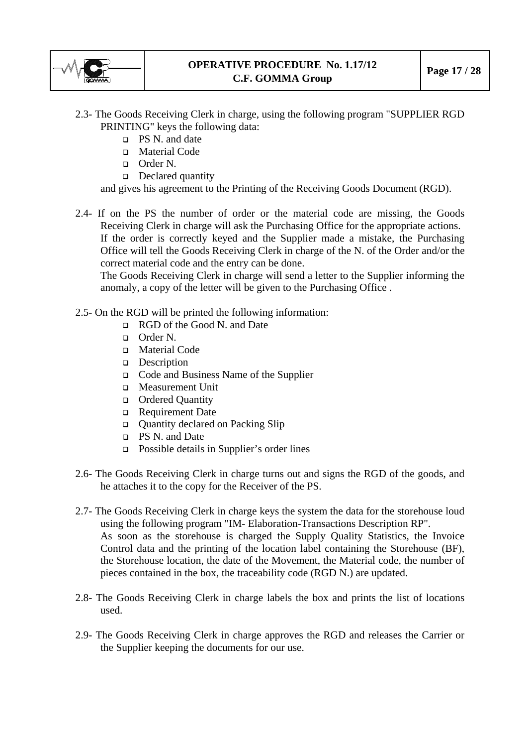2.3- The Goods Receiving Clerk in charge, using the following program "SUPPLIER RGD PRINTING" keys the following data:

- PS N. and date
- Material Code
- Order N.
- Declared quantity

and gives his agreement to the Printing of the Receiving Goods Document (RGD).

2.4- If on the PS the number of order or the material code are missing, the Goods Receiving Clerk in charge will ask the Purchasing Office for the appropriate actions. If the order is correctly keyed and the Supplier made a mistake, the Purchasing Office will tell the Goods Receiving Clerk in charge of the N. of the Order and/or the correct material code and the entry can be done.
The Goods Receiving Clerk in charge will send a letter to the Supplier informing the anomaly, a copy of the letter will be given to the Purchasing Office .

2.5- On the RGD will be printed the following information:

- RGD of the Good N. and Date
- Order N.
- Material Code
- Description
- Code and Business Name of the Supplier
- Measurement Unit
- Ordered Quantity
- Requirement Date
- Quantity declared on Packing Slip
- PS N. and Date
- Possible details in Supplier's order lines

2.6- The Goods Receiving Clerk in charge turns out and signs the RGD of the goods, and he attaches it to the copy for the Receiver of the PS.

2.7- The Goods Receiving Clerk in charge keys the system the data for the storehouse loud using the following program "IM- Elaboration-Transactions Description RP".
As soon as the storehouse is charged the Supply Quality Statistics, the Invoice Control data and the printing of the location label containing the Storehouse (BF), the Storehouse location, the date of the Movement, the Material code, the number of pieces contained in the box, the traceability code (RGD N.) are updated.

2.8- The Goods Receiving Clerk in charge labels the box and prints the list of locations used.

2.9- The Goods Receiving Clerk in charge approves the RGD and releases the Carrier or the Supplier keeping the documents for our use.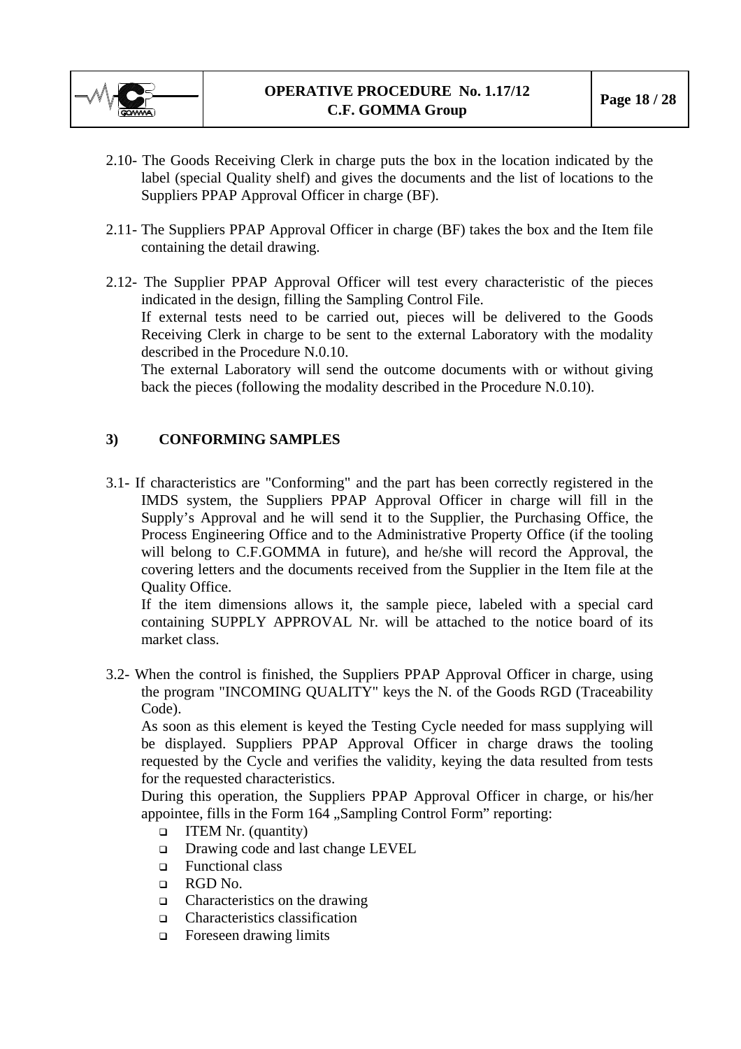2.10- The Goods Receiving Clerk in charge puts the box in the location indicated by the label (special Quality shelf) and gives the documents and the list of locations to the Suppliers PPAP Approval Officer in charge (BF).

2.11- The Suppliers PPAP Approval Officer in charge (BF) takes the box and the Item file containing the detail drawing.

2.12- The Supplier PPAP Approval Officer will test every characteristic of the pieces indicated in the design, filling the Sampling Control File.
If external tests need to be carried out, pieces will be delivered to the Goods Receiving Clerk in charge to be sent to the external Laboratory with the modality described in the Procedure N.0.10.
The external Laboratory will send the outcome documents with or without giving back the pieces (following the modality described in the Procedure N.0.10).

## 3) CONFORMING SAMPLES

3.1- If characteristics are "Conforming" and the part has been correctly registered in the IMDS system, the Suppliers PPAP Approval Officer in charge will fill in the Supply's Approval and he will send it to the Supplier, the Purchasing Office, the Process Engineering Office and to the Administrative Property Office (if the tooling will belong to C.F.GOMMA in future), and he/she will record the Approval, the covering letters and the documents received from the Supplier in the Item file at the Quality Office.
If the item dimensions allows it, the sample piece, labeled with a special card containing SUPPLY APPROVAL Nr. will be attached to the notice board of its market class.

3.2- When the control is finished, the Suppliers PPAP Approval Officer in charge, using the program "INCOMING QUALITY" keys the N. of the Goods RGD (Traceability Code).
As soon as this element is keyed the Testing Cycle needed for mass supplying will be displayed. Suppliers PPAP Approval Officer in charge draws the tooling requested by the Cycle and verifies the validity, keying the data resulted from tests for the requested characteristics.
During this operation, the Suppliers PPAP Approval Officer in charge, or his/her appointee, fills in the Form 164 „Sampling Control Form" reporting:

- ITEM Nr. (quantity)
- Drawing code and last change LEVEL
- Functional class
- RGD No.
- Characteristics on the drawing
- Characteristics classification
- Foreseen drawing limits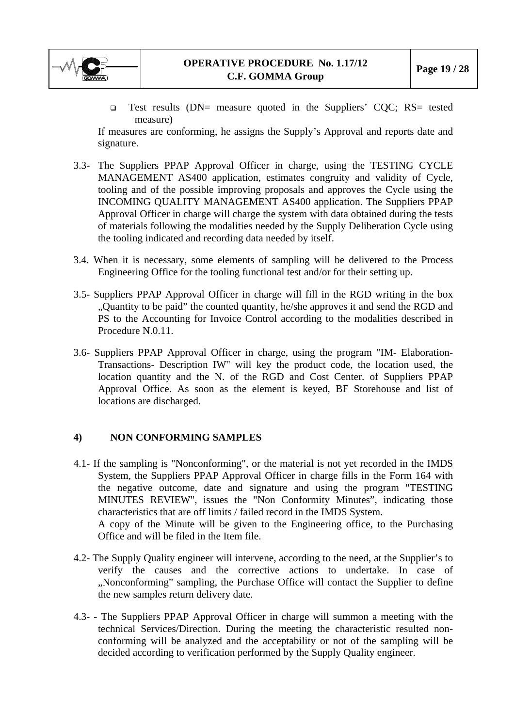- Test results (DN= measure quoted in the Suppliers' CQC; RS= tested measure)

If measures are conforming, he assigns the Supply's Approval and reports date and signature.

3.3- The Suppliers PPAP Approval Officer in charge, using the TESTING CYCLE MANAGEMENT AS400 application, estimates congruity and validity of Cycle, tooling and of the possible improving proposals and approves the Cycle using the INCOMING QUALITY MANAGEMENT AS400 application. The Suppliers PPAP Approval Officer in charge will charge the system with data obtained during the tests of materials following the modalities needed by the Supply Deliberation Cycle using the tooling indicated and recording data needed by itself.

3.4. When it is necessary, some elements of sampling will be delivered to the Process Engineering Office for the tooling functional test and/or for their setting up.

3.5- Suppliers PPAP Approval Officer in charge will fill in the RGD writing in the box „Quantity to be paid" the counted quantity, he/she approves it and send the RGD and PS to the Accounting for Invoice Control according to the modalities described in Procedure N.0.11.

3.6- Suppliers PPAP Approval Officer in charge, using the program "IM- Elaboration- Transactions- Description IW" will key the product code, the location used, the location quantity and the N. of the RGD and Cost Center. of Suppliers PPAP Approval Office. As soon as the element is keyed, BF Storehouse and list of locations are discharged.

## 4) NON CONFORMING SAMPLES

4.1- If the sampling is "Nonconforming", or the material is not yet recorded in the IMDS System, the Suppliers PPAP Approval Officer in charge fills in the Form 164 with the negative outcome, date and signature and using the program "TESTING MINUTES REVIEW", issues the "Non Conformity Minutes", indicating those characteristics that are off limits / failed record in the IMDS System.
A copy of the Minute will be given to the Engineering office, to the Purchasing Office and will be filed in the Item file.

4.2- The Supply Quality engineer will intervene, according to the need, at the Supplier's to verify the causes and the corrective actions to undertake. In case of „Nonconforming" sampling, the Purchase Office will contact the Supplier to define the new samples return delivery date.

4.3- - The Suppliers PPAP Approval Officer in charge will summon a meeting with the technical Services/Direction. During the meeting the characteristic resulted non-conforming will be analyzed and the acceptability or not of the sampling will be decided according to verification performed by the Supply Quality engineer.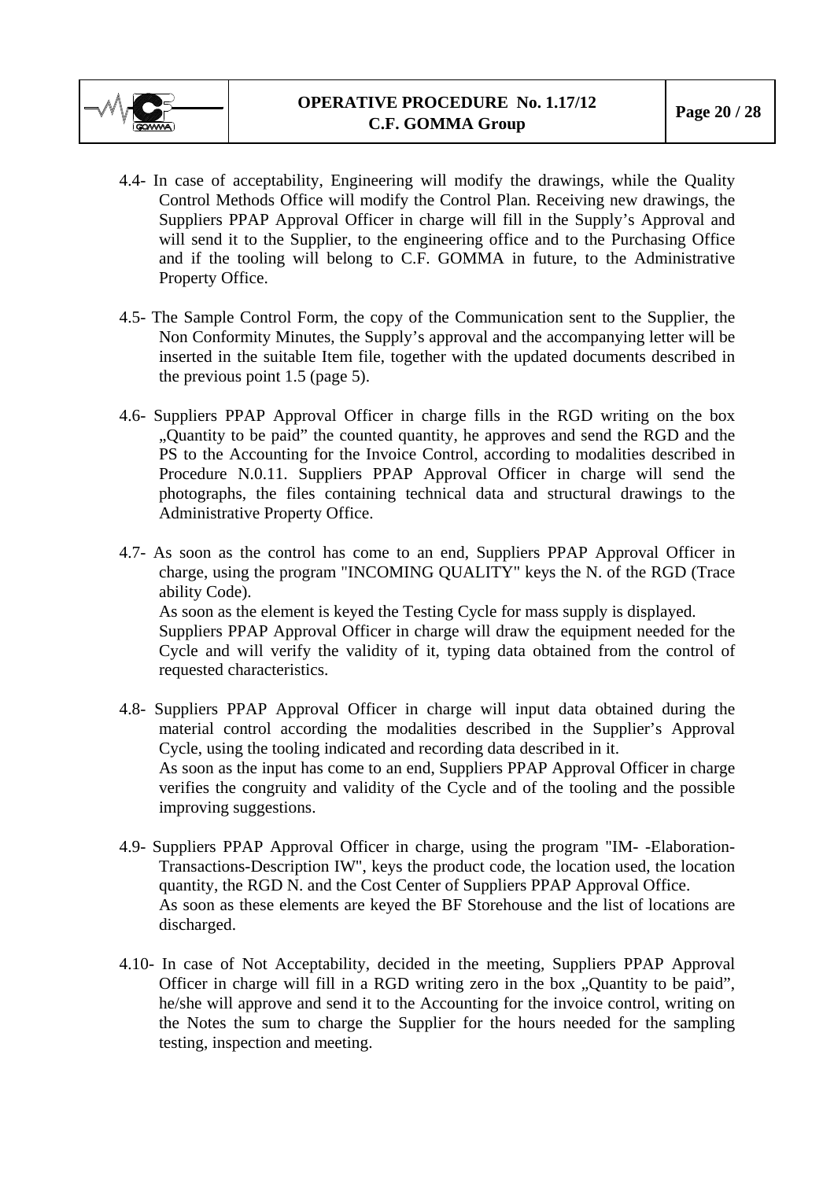4.4- In case of acceptability, Engineering will modify the drawings, while the Quality Control Methods Office will modify the Control Plan. Receiving new drawings, the Suppliers PPAP Approval Officer in charge will fill in the Supply's Approval and will send it to the Supplier, to the engineering office and to the Purchasing Office and if the tooling will belong to C.F. GOMMA in future, to the Administrative Property Office.

4.5- The Sample Control Form, the copy of the Communication sent to the Supplier, the Non Conformity Minutes, the Supply's approval and the accompanying letter will be inserted in the suitable Item file, together with the updated documents described in the previous point 1.5 (page 5).

4.6- Suppliers PPAP Approval Officer in charge fills in the RGD writing on the box „Quantity to be paid" the counted quantity, he approves and send the RGD and the PS to the Accounting for the Invoice Control, according to modalities described in Procedure N.0.11. Suppliers PPAP Approval Officer in charge will send the photographs, the files containing technical data and structural drawings to the Administrative Property Office.

4.7- As soon as the control has come to an end, Suppliers PPAP Approval Officer in charge, using the program "INCOMING QUALITY" keys the N. of the RGD (Trace ability Code).
As soon as the element is keyed the Testing Cycle for mass supply is displayed.
Suppliers PPAP Approval Officer in charge will draw the equipment needed for the Cycle and will verify the validity of it, typing data obtained from the control of requested characteristics.

4.8- Suppliers PPAP Approval Officer in charge will input data obtained during the material control according the modalities described in the Supplier's Approval Cycle, using the tooling indicated and recording data described in it.
As soon as the input has come to an end, Suppliers PPAP Approval Officer in charge verifies the congruity and validity of the Cycle and of the tooling and the possible improving suggestions.

4.9- Suppliers PPAP Approval Officer in charge, using the program "IM- -Elaboration-Transactions-Description IW", keys the product code, the location used, the location quantity, the RGD N. and the Cost Center of Suppliers PPAP Approval Office.
As soon as these elements are keyed the BF Storehouse and the list of locations are discharged.

4.10- In case of Not Acceptability, decided in the meeting, Suppliers PPAP Approval Officer in charge will fill in a RGD writing zero in the box „Quantity to be paid", he/she will approve and send it to the Accounting for the invoice control, writing on the Notes the sum to charge the Supplier for the hours needed for the sampling testing, inspection and meeting.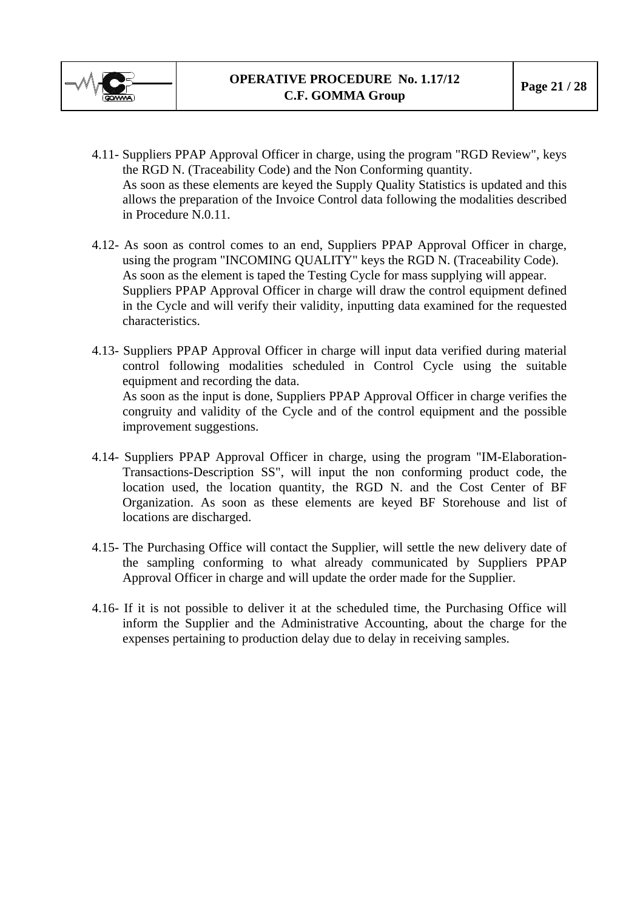4.11- Suppliers PPAP Approval Officer in charge, using the program "RGD Review", keys the RGD N. (Traceability Code) and the Non Conforming quantity.
As soon as these elements are keyed the Supply Quality Statistics is updated and this allows the preparation of the Invoice Control data following the modalities described in Procedure N.0.11.

4.12- As soon as control comes to an end, Suppliers PPAP Approval Officer in charge, using the program "INCOMING QUALITY" keys the RGD N. (Traceability Code).
As soon as the element is taped the Testing Cycle for mass supplying will appear.
Suppliers PPAP Approval Officer in charge will draw the control equipment defined in the Cycle and will verify their validity, inputting data examined for the requested characteristics.

4.13- Suppliers PPAP Approval Officer in charge will input data verified during material control following modalities scheduled in Control Cycle using the suitable equipment and recording the data.
As soon as the input is done, Suppliers PPAP Approval Officer in charge verifies the congruity and validity of the Cycle and of the control equipment and the possible improvement suggestions.

4.14- Suppliers PPAP Approval Officer in charge, using the program "IM-Elaboration-Transactions-Description SS", will input the non conforming product code, the location used, the location quantity, the RGD N. and the Cost Center of BF Organization. As soon as these elements are keyed BF Storehouse and list of locations are discharged.

4.15- The Purchasing Office will contact the Supplier, will settle the new delivery date of the sampling conforming to what already communicated by Suppliers PPAP Approval Officer in charge and will update the order made for the Supplier.

4.16- If it is not possible to deliver it at the scheduled time, the Purchasing Office will inform the Supplier and the Administrative Accounting, about the charge for the expenses pertaining to production delay due to delay in receiving samples.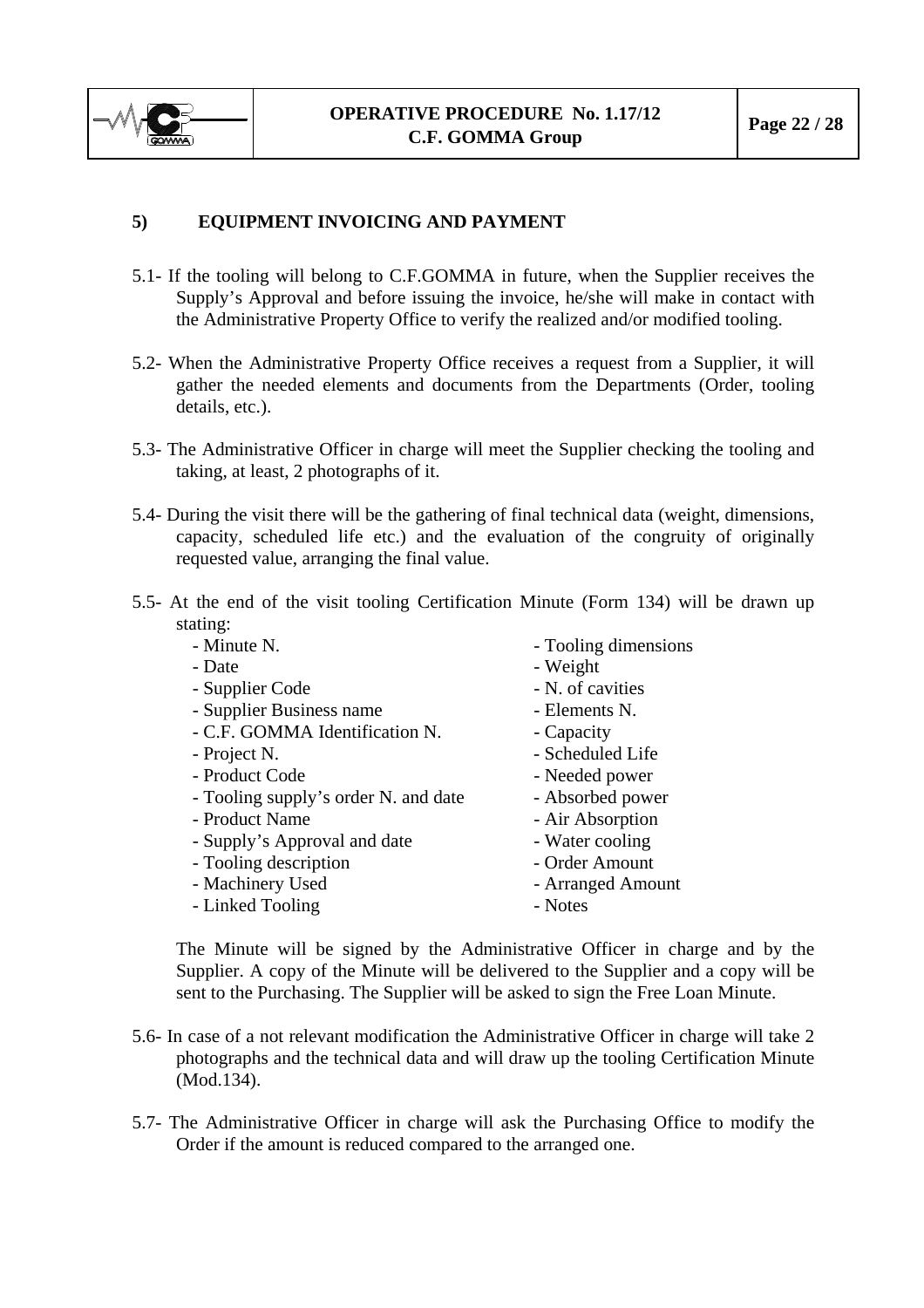## 5) EQUIPMENT INVOICING AND PAYMENT

5.1- If the tooling will belong to C.F.GOMMA in future, when the Supplier receives the Supply's Approval and before issuing the invoice, he/she will make in contact with the Administrative Property Office to verify the realized and/or modified tooling.

5.2- When the Administrative Property Office receives a request from a Supplier, it will gather the needed elements and documents from the Departments (Order, tooling details, etc.).

5.3- The Administrative Officer in charge will meet the Supplier checking the tooling and taking, at least, 2 photographs of it.

5.4- During the visit there will be the gathering of final technical data (weight, dimensions, capacity, scheduled life etc.) and the evaluation of the congruity of originally requested value, arranging the final value.

5.5- At the end of the visit tooling Certification Minute (Form 134) will be drawn up stating:

- Minute N.
- Date
- Supplier Code
- Supplier Business name
- C.F. GOMMA Identification N.
- Project N.
- Product Code
- Tooling supply's order N. and date
- Product Name
- Supply's Approval and date
- Tooling description
- Machinery Used
- Linked Tooling
- Tooling dimensions
- Weight
- N. of cavities
- Elements N.
- Capacity
- Scheduled Life
- Needed power
- Absorbed power
- Air Absorption
- Water cooling
- Order Amount
- Arranged Amount
- Notes

The Minute will be signed by the Administrative Officer in charge and by the Supplier. A copy of the Minute will be delivered to the Supplier and a copy will be sent to the Purchasing. The Supplier will be asked to sign the Free Loan Minute.

5.6- In case of a not relevant modification the Administrative Officer in charge will take 2 photographs and the technical data and will draw up the tooling Certification Minute (Mod.134).

5.7- The Administrative Officer in charge will ask the Purchasing Office to modify the Order if the amount is reduced compared to the arranged one.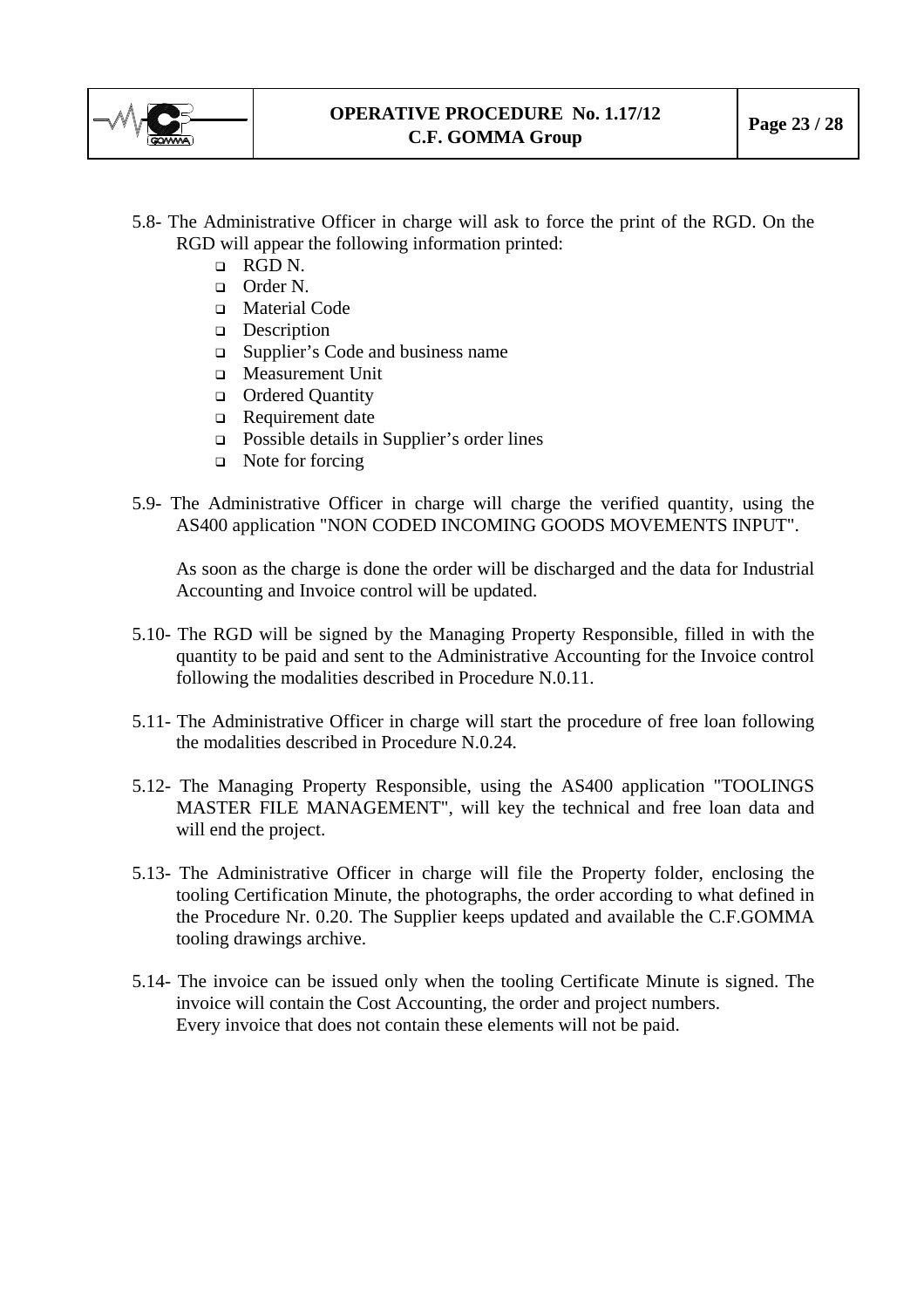5.8- The Administrative Officer in charge will ask to force the print of the RGD. On the RGD will appear the following information printed:

- RGD N.
- Order N.
- Material Code
- Description
- Supplier's Code and business name
- Measurement Unit
- Ordered Quantity
- Requirement date
- Possible details in Supplier's order lines
- Note for forcing

5.9- The Administrative Officer in charge will charge the verified quantity, using the AS400 application "NON CODED INCOMING GOODS MOVEMENTS INPUT".

As soon as the charge is done the order will be discharged and the data for Industrial Accounting and Invoice control will be updated.

5.10- The RGD will be signed by the Managing Property Responsible, filled in with the quantity to be paid and sent to the Administrative Accounting for the Invoice control following the modalities described in Procedure N.0.11.

5.11- The Administrative Officer in charge will start the procedure of free loan following the modalities described in Procedure N.0.24.

5.12- The Managing Property Responsible, using the AS400 application "TOOLINGS MASTER FILE MANAGEMENT", will key the technical and free loan data and will end the project.

5.13- The Administrative Officer in charge will file the Property folder, enclosing the tooling Certification Minute, the photographs, the order according to what defined in the Procedure Nr. 0.20. The Supplier keeps updated and available the C.F.GOMMA tooling drawings archive.

5.14- The invoice can be issued only when the tooling Certificate Minute is signed. The invoice will contain the Cost Accounting, the order and project numbers.
Every invoice that does not contain these elements will not be paid.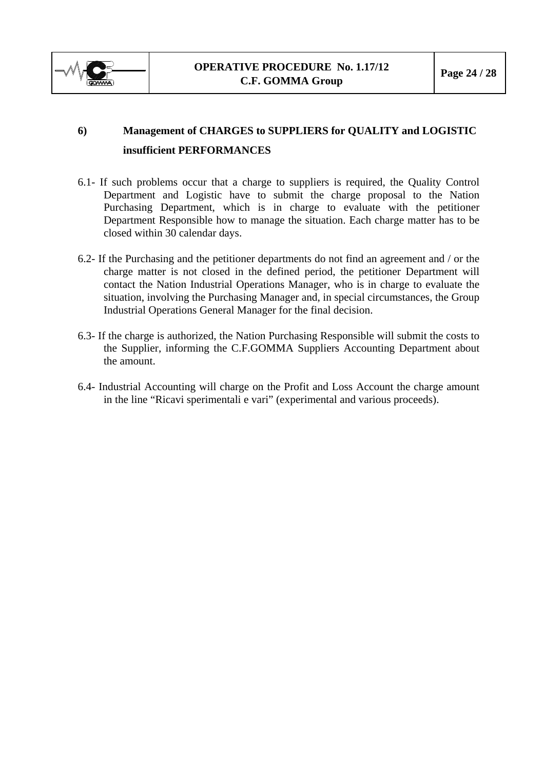## 6) Management of CHARGES to SUPPLIERS for QUALITY and LOGISTIC insufficient PERFORMANCES

6.1- If such problems occur that a charge to suppliers is required, the Quality Control Department and Logistic have to submit the charge proposal to the Nation Purchasing Department, which is in charge to evaluate with the petitioner Department Responsible how to manage the situation. Each charge matter has to be closed within 30 calendar days.

6.2- If the Purchasing and the petitioner departments do not find an agreement and / or the charge matter is not closed in the defined period, the petitioner Department will contact the Nation Industrial Operations Manager, who is in charge to evaluate the situation, involving the Purchasing Manager and, in special circumstances, the Group Industrial Operations General Manager for the final decision.

6.3- If the charge is authorized, the Nation Purchasing Responsible will submit the costs to the Supplier, informing the C.F.GOMMA Suppliers Accounting Department about the amount.

6.4- Industrial Accounting will charge on the Profit and Loss Account the charge amount in the line “Ricavi sperimentali e vari” (experimental and various proceeds).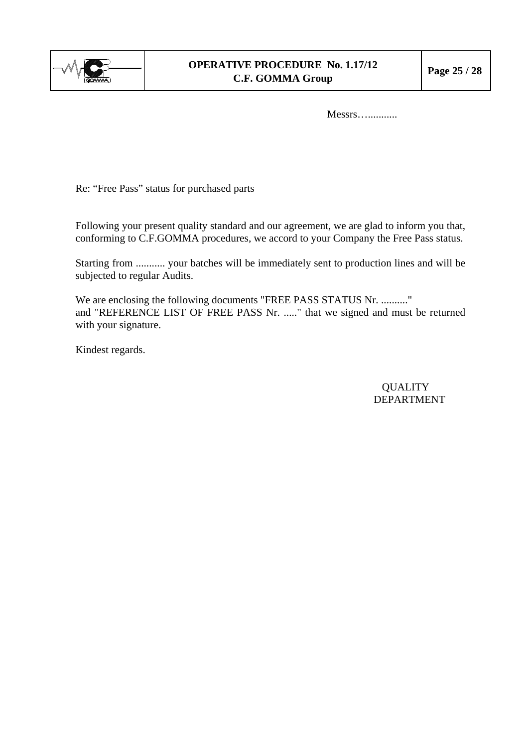Messrs…...........

Re: “Free Pass” status for purchased parts

Following your present quality standard and our agreement, we are glad to inform you that, conforming to C.F.GOMMA procedures, we accord to your Company the Free Pass status.

Starting from ........... your batches will be immediately sent to production lines and will be subjected to regular Audits.

We are enclosing the following documents "FREE PASS STATUS Nr. .........." and "REFERENCE LIST OF FREE PASS Nr. ....." that we signed and must be returned with your signature.

Kindest regards.

QUALITY
DEPARTMENT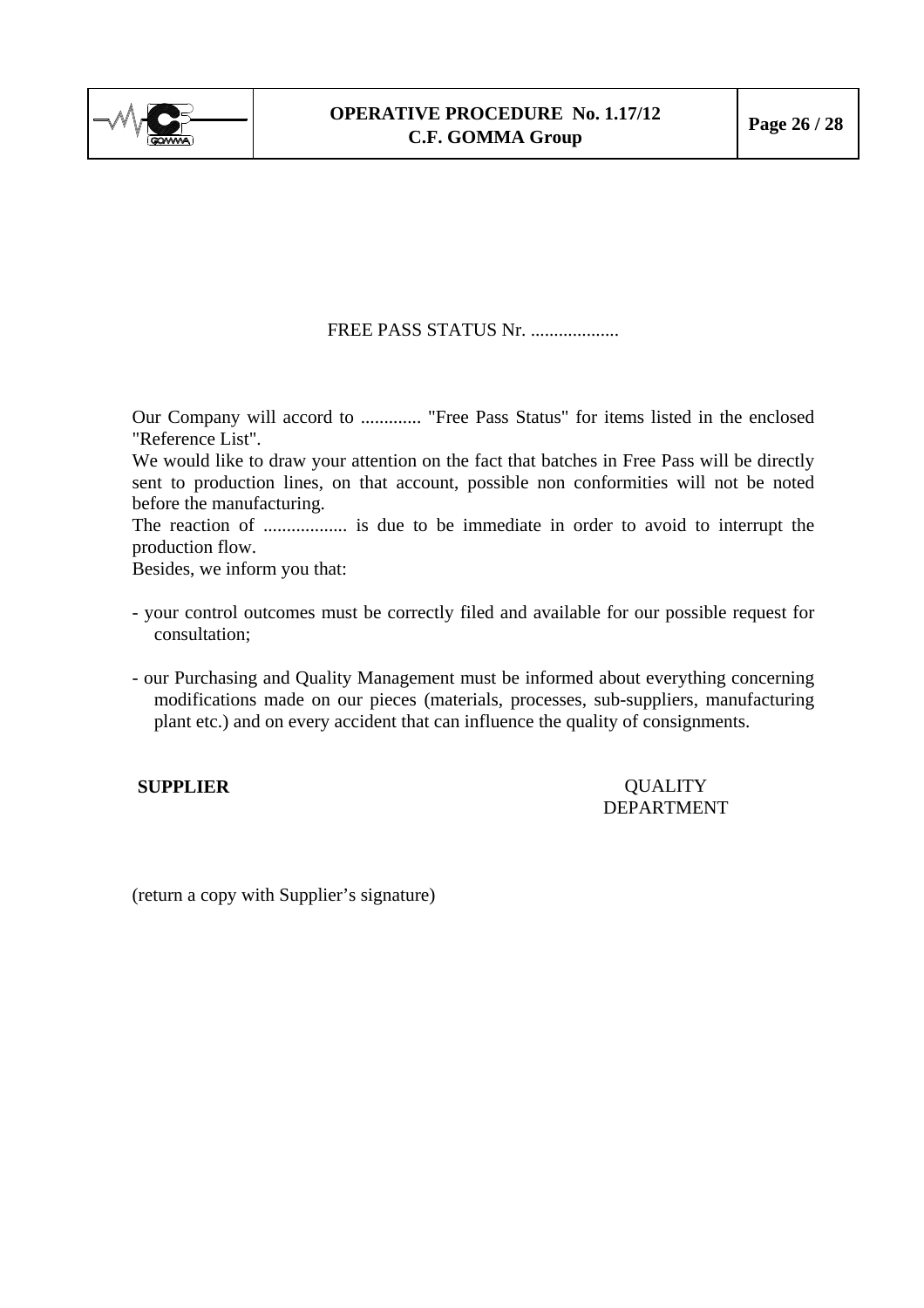FREE PASS STATUS Nr. ...................

Our Company will accord to ............. "Free Pass Status" for items listed in the enclosed "Reference List".

We would like to draw your attention on the fact that batches in Free Pass will be directly sent to production lines, on that account, possible non conformities will not be noted before the manufacturing.

The reaction of .................. is due to be immediate in order to avoid to interrupt the production flow.

Besides, we inform you that:

- your control outcomes must be correctly filed and available for our possible request for consultation;
- our Purchasing and Quality Management must be informed about everything concerning modifications made on our pieces (materials, processes, sub-suppliers, manufacturing plant etc.) and on every accident that can influence the quality of consignments.

**SUPPLIER** QUALITY DEPARTMENT

(return a copy with Supplier's signature)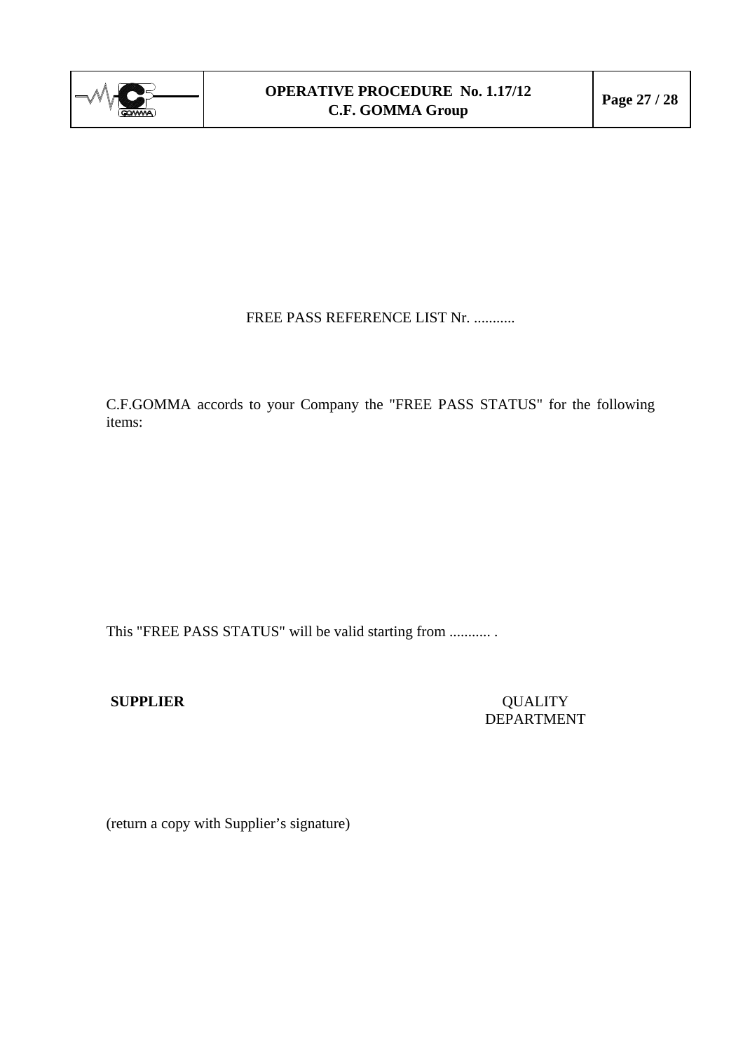FREE PASS REFERENCE LIST Nr. ...........

C.F.GOMMA accords to your Company the "FREE PASS STATUS" for the following items:

This "FREE PASS STATUS" will be valid starting from ........... .

**SUPPLIER** QUALITY DEPARTMENT

(return a copy with Supplier's signature)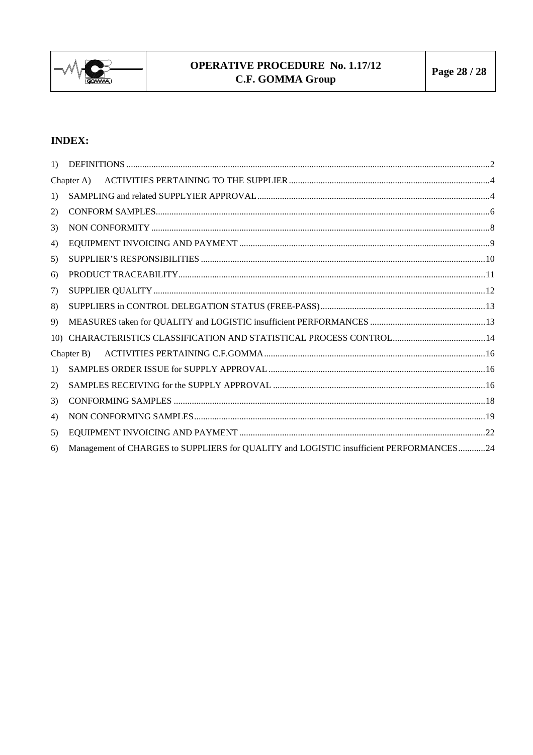## INDEX:

1) DEFINITIONS ........ 2

Chapter A) ACTIVITIES PERTAINING TO THE SUPPLIER ........ 4

1) SAMPLING and related SUPPLYIER APPROVAL ........ 4
2) CONFORM SAMPLES ........ 6
3) NON CONFORMITY ........ 8
4) EQUIPMENT INVOICING AND PAYMENT ........ 9
5) SUPPLIER'S RESPONSIBILITIES ........ 10
6) PRODUCT TRACEABILITY ........ 11
7) SUPPLIER QUALITY ........ 12
8) SUPPLIERS in CONTROL DELEGATION STATUS (FREE-PASS) ........ 13
9) MEASURES taken for QUALITY and LOGISTIC insufficient PERFORMANCES ........ 13
10) CHARACTERISTICS CLASSIFICATION AND STATISTICAL PROCESS CONTROL ........ 14

Chapter B) ACTIVITIES PERTAINING C.F.GOMMA ........ 16

1) SAMPLES ORDER ISSUE for SUPPLY APPROVAL ........ 16
2) SAMPLES RECEIVING for the SUPPLY APPROVAL ........ 16
3) CONFORMING SAMPLES ........ 18
4) NON CONFORMING SAMPLES ........ 19
5) EQUIPMENT INVOICING AND PAYMENT ........ 22
6) Management of CHARGES to SUPPLIERS for QUALITY and LOGISTIC insufficient PERFORMANCES ........ 24